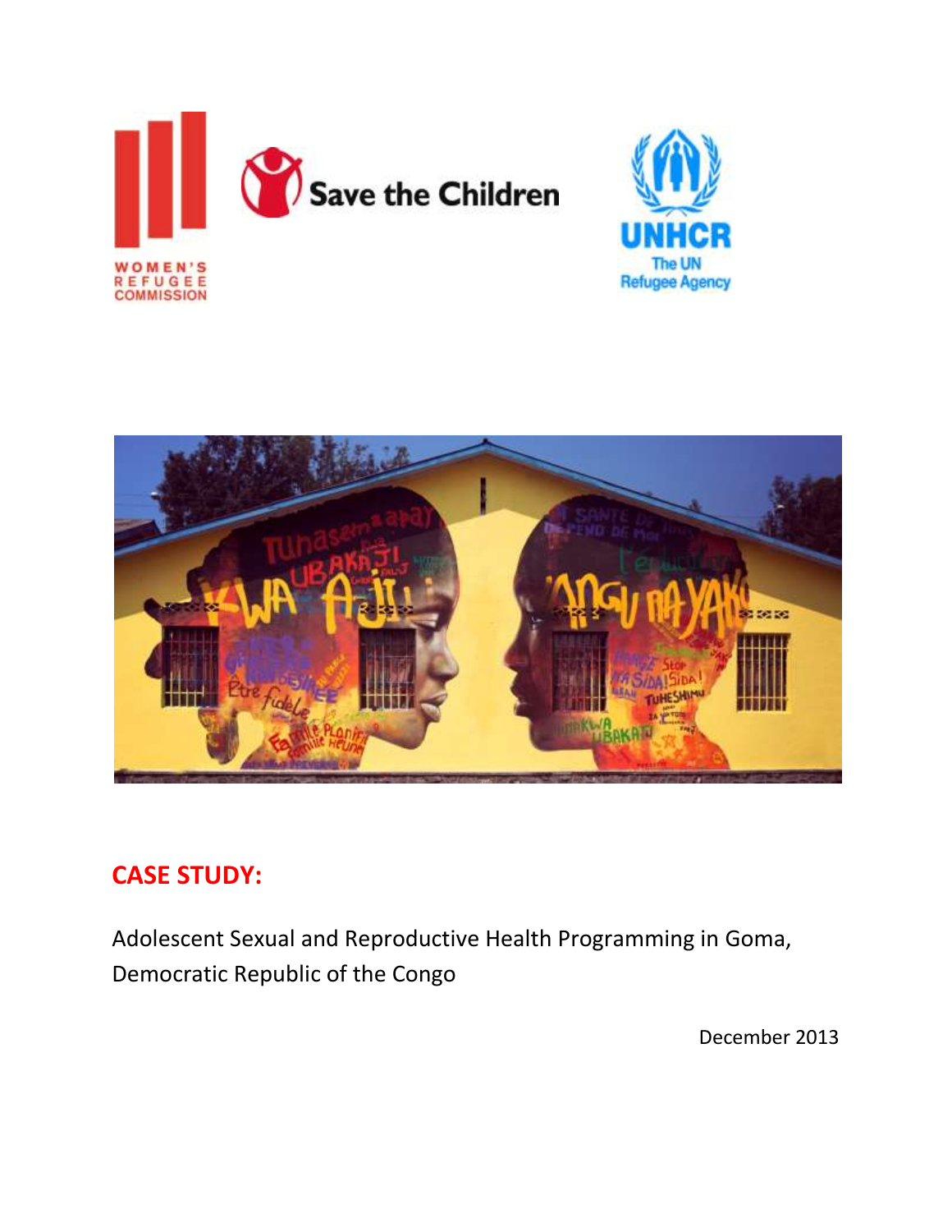**CASE STUDY:**

Adolescent Sexual and Reproductive Health Programming in Goma, Democratic Republic of the Congo

December 2013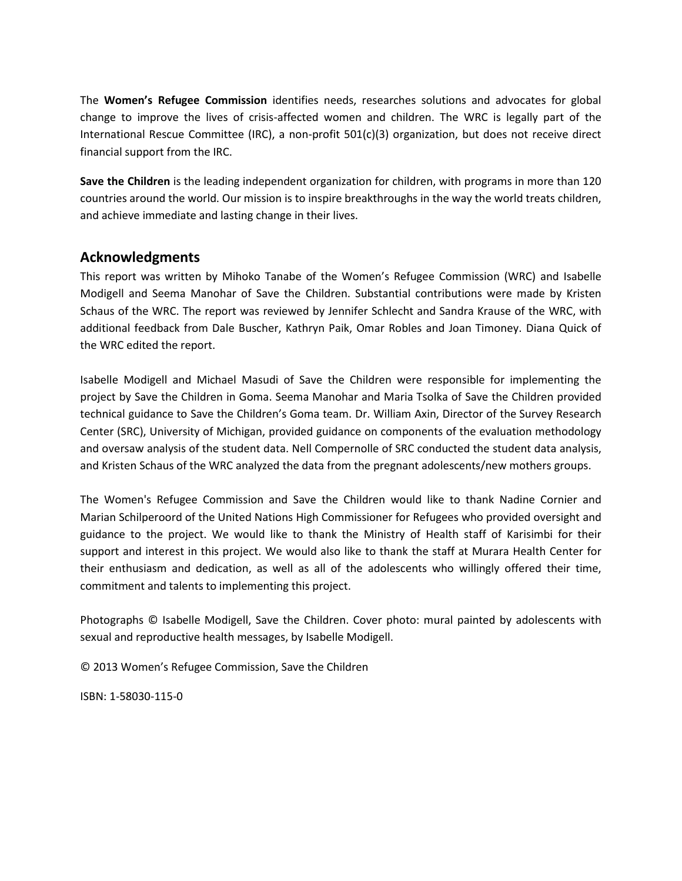The **Women's Refugee Commission** identifies needs, researches solutions and advocates for global change to improve the lives of crisis-affected women and children. The WRC is legally part of the International Rescue Committee (IRC), a non-profit 501(c)(3) organization, but does not receive direct financial support from the IRC.

**Save the Children** is the leading independent organization for children, with programs in more than 120 countries around the world. Our mission is to inspire breakthroughs in the way the world treats children, and achieve immediate and lasting change in their lives.

## Acknowledgments

This report was written by Mihoko Tanabe of the Women's Refugee Commission (WRC) and Isabelle Modigell and Seema Manohar of Save the Children. Substantial contributions were made by Kristen Schaus of the WRC. The report was reviewed by Jennifer Schlecht and Sandra Krause of the WRC, with additional feedback from Dale Buscher, Kathryn Paik, Omar Robles and Joan Timoney. Diana Quick of the WRC edited the report.

Isabelle Modigell and Michael Masudi of Save the Children were responsible for implementing the project by Save the Children in Goma. Seema Manohar and Maria Tsolka of Save the Children provided technical guidance to Save the Children's Goma team. Dr. William Axin, Director of the Survey Research Center (SRC), University of Michigan, provided guidance on components of the evaluation methodology and oversaw analysis of the student data. Nell Compernolle of SRC conducted the student data analysis, and Kristen Schaus of the WRC analyzed the data from the pregnant adolescents/new mothers groups.

The Women's Refugee Commission and Save the Children would like to thank Nadine Cornier and Marian Schilperoord of the United Nations High Commissioner for Refugees who provided oversight and guidance to the project. We would like to thank the Ministry of Health staff of Karisimbi for their support and interest in this project. We would also like to thank the staff at Murara Health Center for their enthusiasm and dedication, as well as all of the adolescents who willingly offered their time, commitment and talents to implementing this project.

Photographs © Isabelle Modigell, Save the Children. Cover photo: mural painted by adolescents with sexual and reproductive health messages, by Isabelle Modigell.

© 2013 Women's Refugee Commission, Save the Children

ISBN: 1-58030-115-0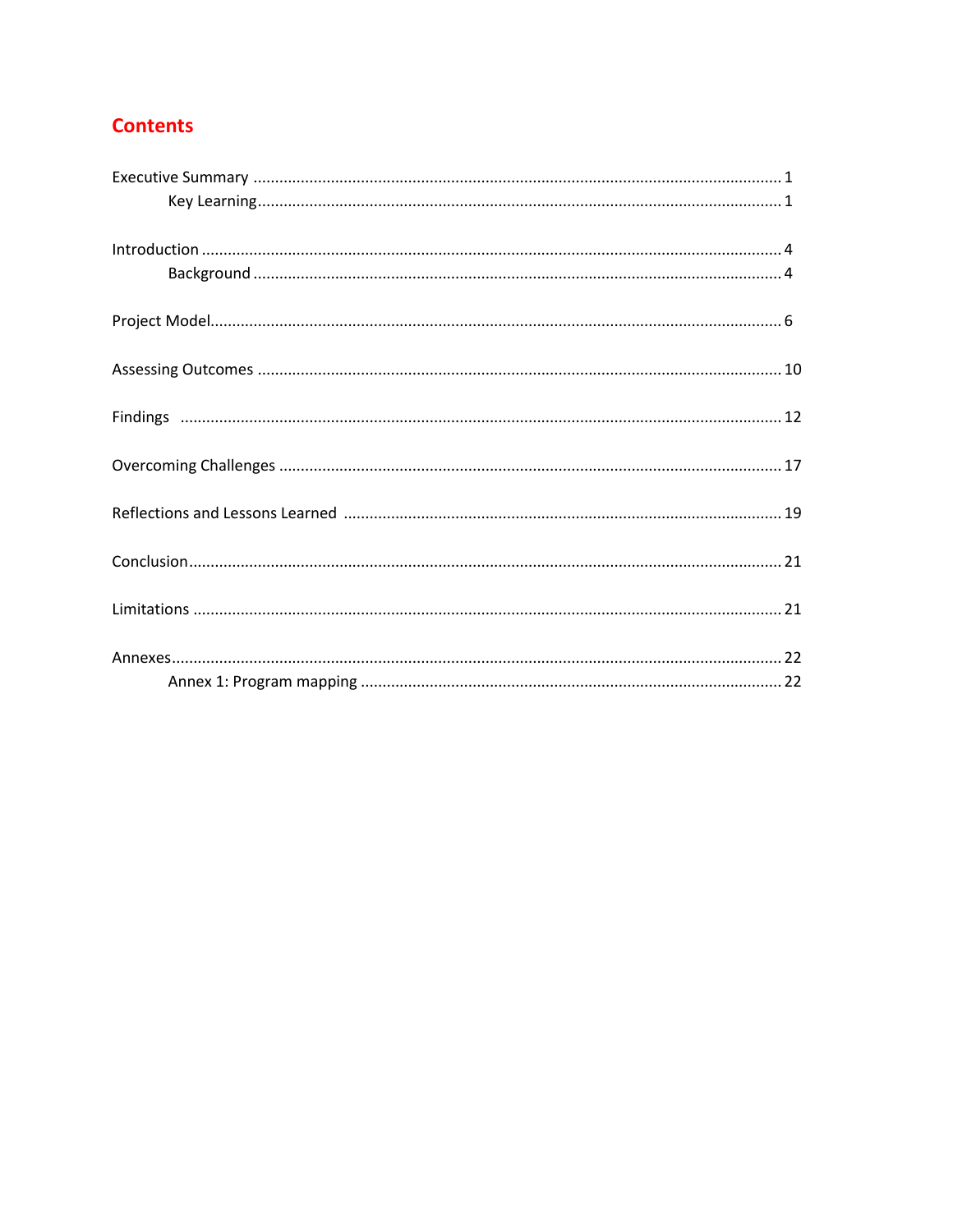# Contents

- Executive Summary ........ 1
  - Key Learning ........ 1
- Introduction ........ 4
  - Background ........ 4
- Project Model ........ 6
- Assessing Outcomes ........ 10
- Findings ........ 12
- Overcoming Challenges ........ 17
- Reflections and Lessons Learned ........ 19
- Conclusion ........ 21
- Limitations ........ 21
- Annexes ........ 22
  - Annex 1: Program mapping ........ 22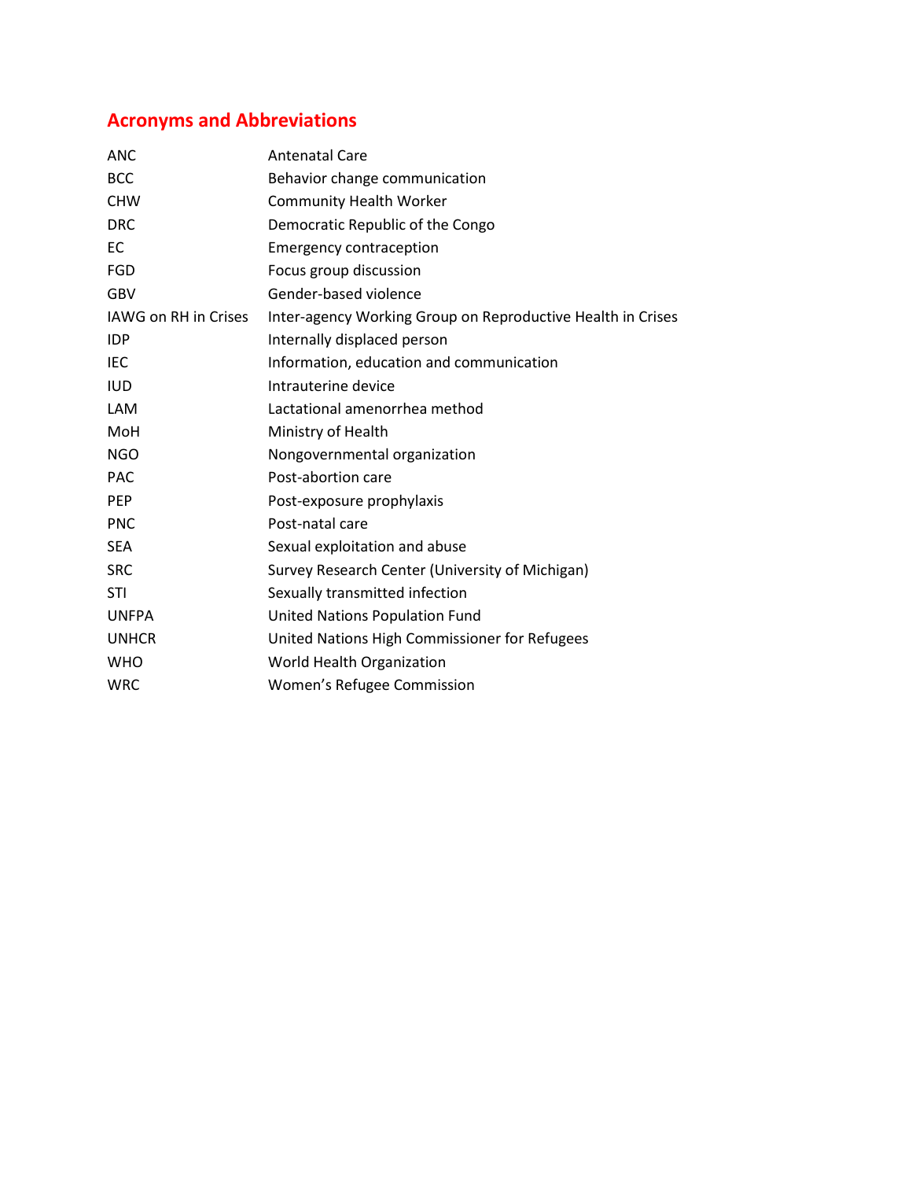## Acronyms and Abbreviations

| | |
|---|---|
| ANC | Antenatal Care |
| BCC | Behavior change communication |
| CHW | Community Health Worker |
| DRC | Democratic Republic of the Congo |
| EC | Emergency contraception |
| FGD | Focus group discussion |
| GBV | Gender-based violence |
| IAWG on RH in Crises | Inter-agency Working Group on Reproductive Health in Crises |
| IDP | Internally displaced person |
| IEC | Information, education and communication |
| IUD | Intrauterine device |
| LAM | Lactational amenorrhea method |
| MoH | Ministry of Health |
| NGO | Nongovernmental organization |
| PAC | Post-abortion care |
| PEP | Post-exposure prophylaxis |
| PNC | Post-natal care |
| SEA | Sexual exploitation and abuse |
| SRC | Survey Research Center (University of Michigan) |
| STI | Sexually transmitted infection |
| UNFPA | United Nations Population Fund |
| UNHCR | United Nations High Commissioner for Refugees |
| WHO | World Health Organization |
| WRC | Women's Refugee Commission |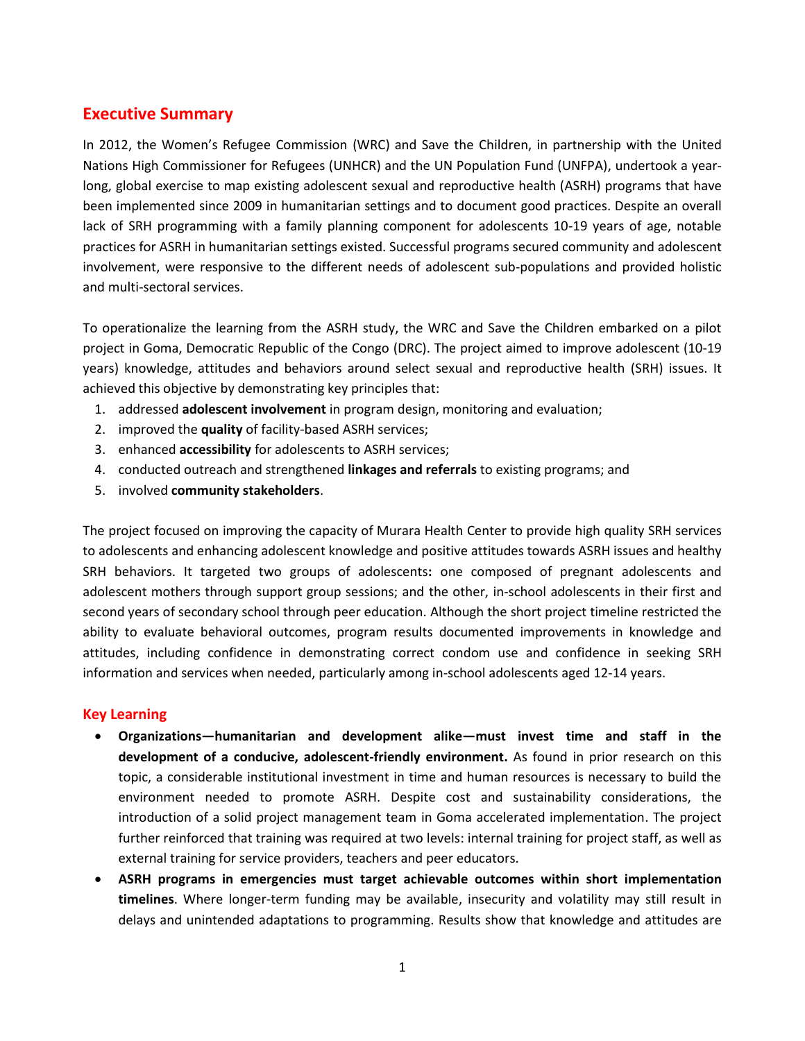## Executive Summary

In 2012, the Women's Refugee Commission (WRC) and Save the Children, in partnership with the United Nations High Commissioner for Refugees (UNHCR) and the UN Population Fund (UNFPA), undertook a year-long, global exercise to map existing adolescent sexual and reproductive health (ASRH) programs that have been implemented since 2009 in humanitarian settings and to document good practices. Despite an overall lack of SRH programming with a family planning component for adolescents 10-19 years of age, notable practices for ASRH in humanitarian settings existed. Successful programs secured community and adolescent involvement, were responsive to the different needs of adolescent sub-populations and provided holistic and multi-sectoral services.

To operationalize the learning from the ASRH study, the WRC and Save the Children embarked on a pilot project in Goma, Democratic Republic of the Congo (DRC). The project aimed to improve adolescent (10-19 years) knowledge, attitudes and behaviors around select sexual and reproductive health (SRH) issues. It achieved this objective by demonstrating key principles that:

1. addressed **adolescent involvement** in program design, monitoring and evaluation;
2. improved the **quality** of facility-based ASRH services;
3. enhanced **accessibility** for adolescents to ASRH services;
4. conducted outreach and strengthened **linkages and referrals** to existing programs; and
5. involved **community stakeholders**.

The project focused on improving the capacity of Murara Health Center to provide high quality SRH services to adolescents and enhancing adolescent knowledge and positive attitudes towards ASRH issues and healthy SRH behaviors. It targeted two groups of adolescents**:** one composed of pregnant adolescents and adolescent mothers through support group sessions; and the other, in-school adolescents in their first and second years of secondary school through peer education. Although the short project timeline restricted the ability to evaluate behavioral outcomes, program results documented improvements in knowledge and attitudes, including confidence in demonstrating correct condom use and confidence in seeking SRH information and services when needed, particularly among in-school adolescents aged 12-14 years.

### Key Learning

- **Organizations—humanitarian and development alike—must invest time and staff in the development of a conducive, adolescent-friendly environment.** As found in prior research on this topic, a considerable institutional investment in time and human resources is necessary to build the environment needed to promote ASRH. Despite cost and sustainability considerations, the introduction of a solid project management team in Goma accelerated implementation. The project further reinforced that training was required at two levels: internal training for project staff, as well as external training for service providers, teachers and peer educators.
- **ASRH programs in emergencies must target achievable outcomes within short implementation timelines**. Where longer-term funding may be available, insecurity and volatility may still result in delays and unintended adaptations to programming. Results show that knowledge and attitudes are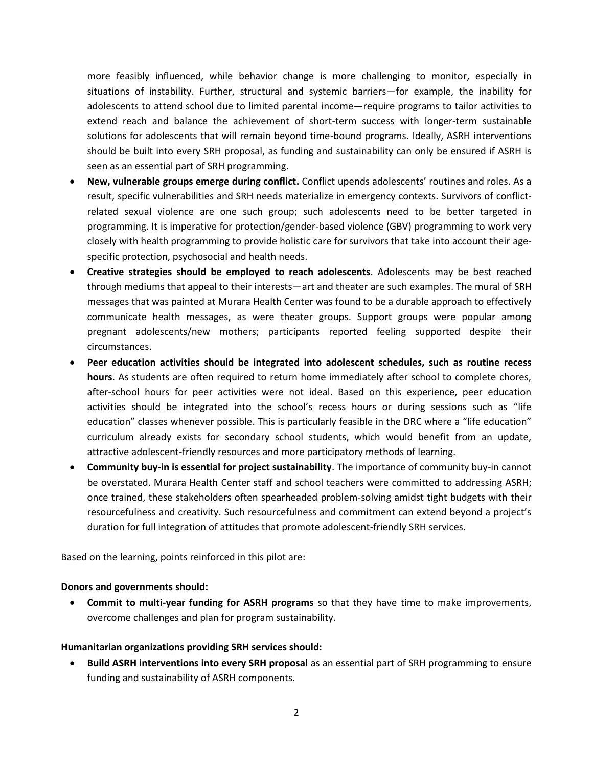more feasibly influenced, while behavior change is more challenging to monitor, especially in situations of instability. Further, structural and systemic barriers—for example, the inability for adolescents to attend school due to limited parental income—require programs to tailor activities to extend reach and balance the achievement of short-term success with longer-term sustainable solutions for adolescents that will remain beyond time-bound programs. Ideally, ASRH interventions should be built into every SRH proposal, as funding and sustainability can only be ensured if ASRH is seen as an essential part of SRH programming.

- **New, vulnerable groups emerge during conflict.** Conflict upends adolescents' routines and roles. As a result, specific vulnerabilities and SRH needs materialize in emergency contexts. Survivors of conflict-related sexual violence are one such group; such adolescents need to be better targeted in programming. It is imperative for protection/gender-based violence (GBV) programming to work very closely with health programming to provide holistic care for survivors that take into account their age-specific protection, psychosocial and health needs.
- **Creative strategies should be employed to reach adolescents**. Adolescents may be best reached through mediums that appeal to their interests—art and theater are such examples. The mural of SRH messages that was painted at Murara Health Center was found to be a durable approach to effectively communicate health messages, as were theater groups. Support groups were popular among pregnant adolescents/new mothers; participants reported feeling supported despite their circumstances.
- **Peer education activities should be integrated into adolescent schedules, such as routine recess hours**. As students are often required to return home immediately after school to complete chores, after-school hours for peer activities were not ideal. Based on this experience, peer education activities should be integrated into the school's recess hours or during sessions such as "life education" classes whenever possible. This is particularly feasible in the DRC where a "life education" curriculum already exists for secondary school students, which would benefit from an update, attractive adolescent-friendly resources and more participatory methods of learning.
- **Community buy-in is essential for project sustainability**. The importance of community buy-in cannot be overstated. Murara Health Center staff and school teachers were committed to addressing ASRH; once trained, these stakeholders often spearheaded problem-solving amidst tight budgets with their resourcefulness and creativity. Such resourcefulness and commitment can extend beyond a project's duration for full integration of attitudes that promote adolescent-friendly SRH services.

Based on the learning, points reinforced in this pilot are:

**Donors and governments should:**

- **Commit to multi-year funding for ASRH programs** so that they have time to make improvements, overcome challenges and plan for program sustainability.

**Humanitarian organizations providing SRH services should:**

- **Build ASRH interventions into every SRH proposal** as an essential part of SRH programming to ensure funding and sustainability of ASRH components.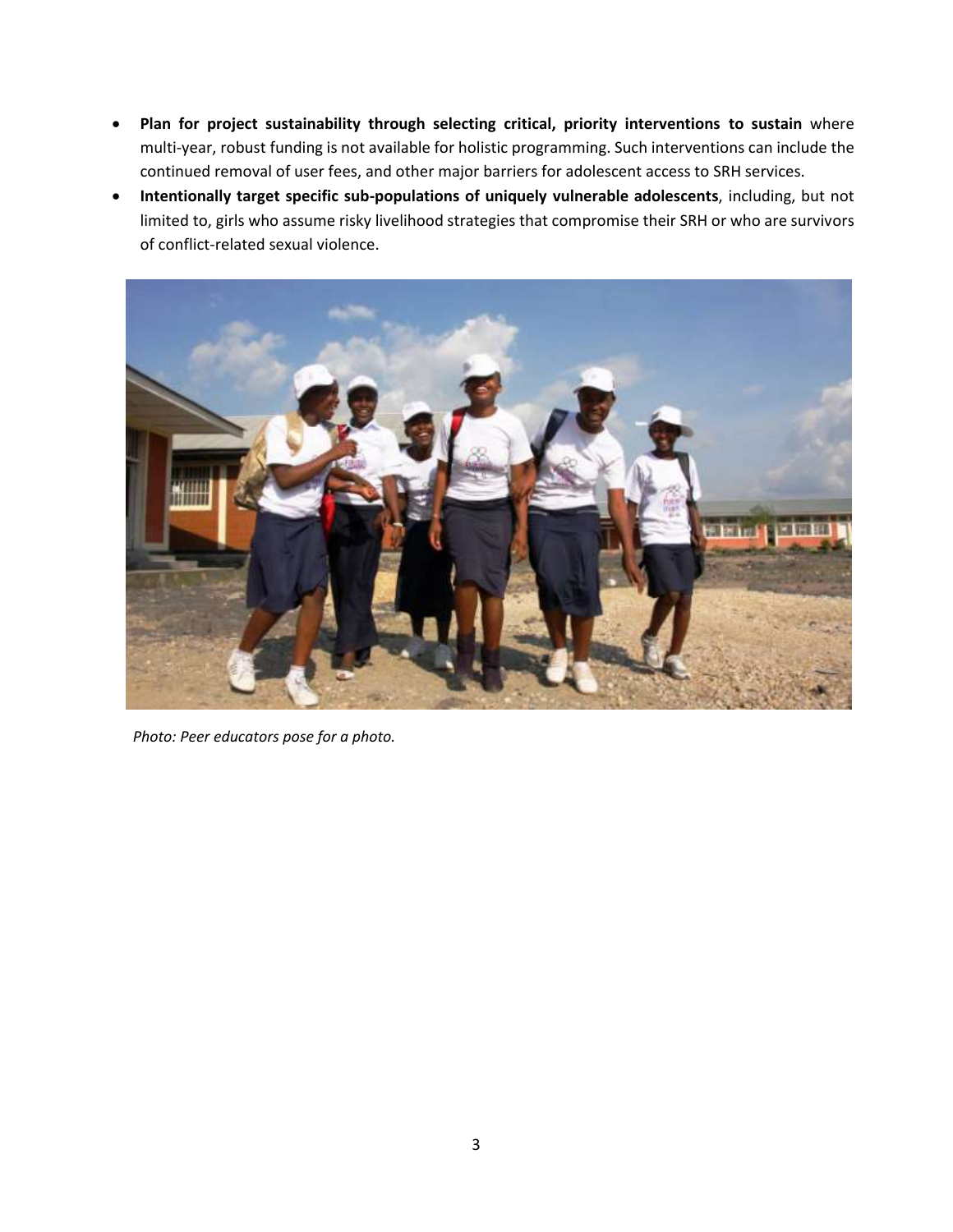- **Plan for project sustainability through selecting critical, priority interventions to sustain** where multi-year, robust funding is not available for holistic programming. Such interventions can include the continued removal of user fees, and other major barriers for adolescent access to SRH services.
- **Intentionally target specific sub-populations of uniquely vulnerable adolescents**, including, but not limited to, girls who assume risky livelihood strategies that compromise their SRH or who are survivors of conflict-related sexual violence.

*Photo: Peer educators pose for a photo.*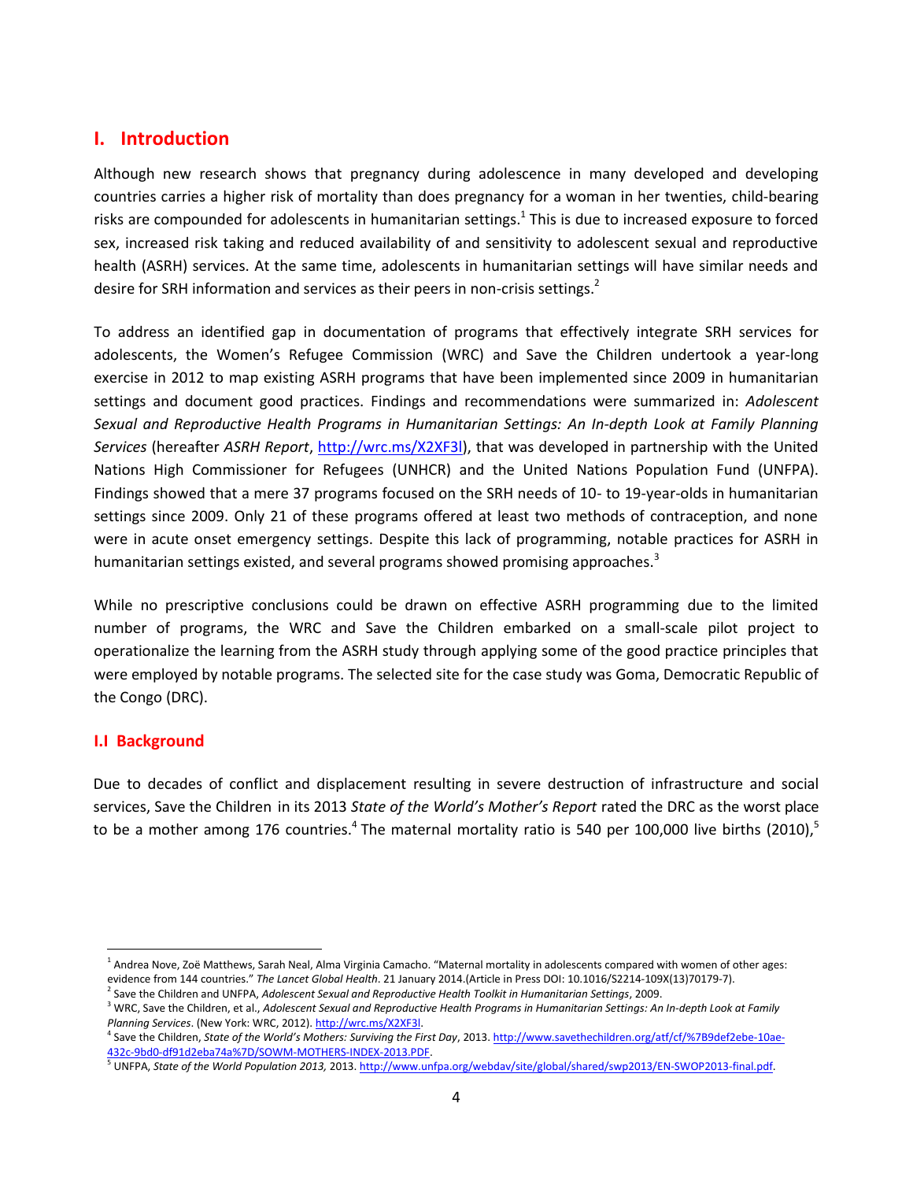# I. Introduction

Although new research shows that pregnancy during adolescence in many developed and developing countries carries a higher risk of mortality than does pregnancy for a woman in her twenties, child-bearing risks are compounded for adolescents in humanitarian settings.[1] This is due to increased exposure to forced sex, increased risk taking and reduced availability of and sensitivity to adolescent sexual and reproductive health (ASRH) services. At the same time, adolescents in humanitarian settings will have similar needs and desire for SRH information and services as their peers in non-crisis settings.[2]

To address an identified gap in documentation of programs that effectively integrate SRH services for adolescents, the Women's Refugee Commission (WRC) and Save the Children undertook a year-long exercise in 2012 to map existing ASRH programs that have been implemented since 2009 in humanitarian settings and document good practices. Findings and recommendations were summarized in: *Adolescent Sexual and Reproductive Health Programs in Humanitarian Settings: An In-depth Look at Family Planning Services* (hereafter *ASRH Report*, http://wrc.ms/X2XF3l), that was developed in partnership with the United Nations High Commissioner for Refugees (UNHCR) and the United Nations Population Fund (UNFPA). Findings showed that a mere 37 programs focused on the SRH needs of 10- to 19-year-olds in humanitarian settings since 2009. Only 21 of these programs offered at least two methods of contraception, and none were in acute onset emergency settings. Despite this lack of programming, notable practices for ASRH in humanitarian settings existed, and several programs showed promising approaches.[3]

While no prescriptive conclusions could be drawn on effective ASRH programming due to the limited number of programs, the WRC and Save the Children embarked on a small-scale pilot project to operationalize the learning from the ASRH study through applying some of the good practice principles that were employed by notable programs. The selected site for the case study was Goma, Democratic Republic of the Congo (DRC).

## I.I Background

Due to decades of conflict and displacement resulting in severe destruction of infrastructure and social services, Save the Children in its 2013 *State of the World's Mother's Report* rated the DRC as the worst place to be a mother among 176 countries.[4] The maternal mortality ratio is 540 per 100,000 live births (2010),[5]

---

[1] Andrea Nove, Zoë Matthews, Sarah Neal, Alma Virginia Camacho. "Maternal mortality in adolescents compared with women of other ages: evidence from 144 countries." *The Lancet Global Health*. 21 January 2014.(Article in Press DOI: 10.1016/S2214-109X(13)70179-7).

[2] Save the Children and UNFPA, *Adolescent Sexual and Reproductive Health Toolkit in Humanitarian Settings*, 2009.

[3] WRC, Save the Children, et al., *Adolescent Sexual and Reproductive Health Programs in Humanitarian Settings: An In-depth Look at Family Planning Services*. (New York: WRC, 2012). http://wrc.ms/X2XF3l.

[4] Save the Children, *State of the World's Mothers: Surviving the First Day*, 2013. http://www.savethechildren.org/atf/cf/%7B9def2ebe-10ae-432c-9bd0-df91d2eba74a%7D/SOWM-MOTHERS-INDEX-2013.PDF.

[5] UNFPA, *State of the World Population 2013,* 2013. http://www.unfpa.org/webdav/site/global/shared/swp2013/EN-SWOP2013-final.pdf.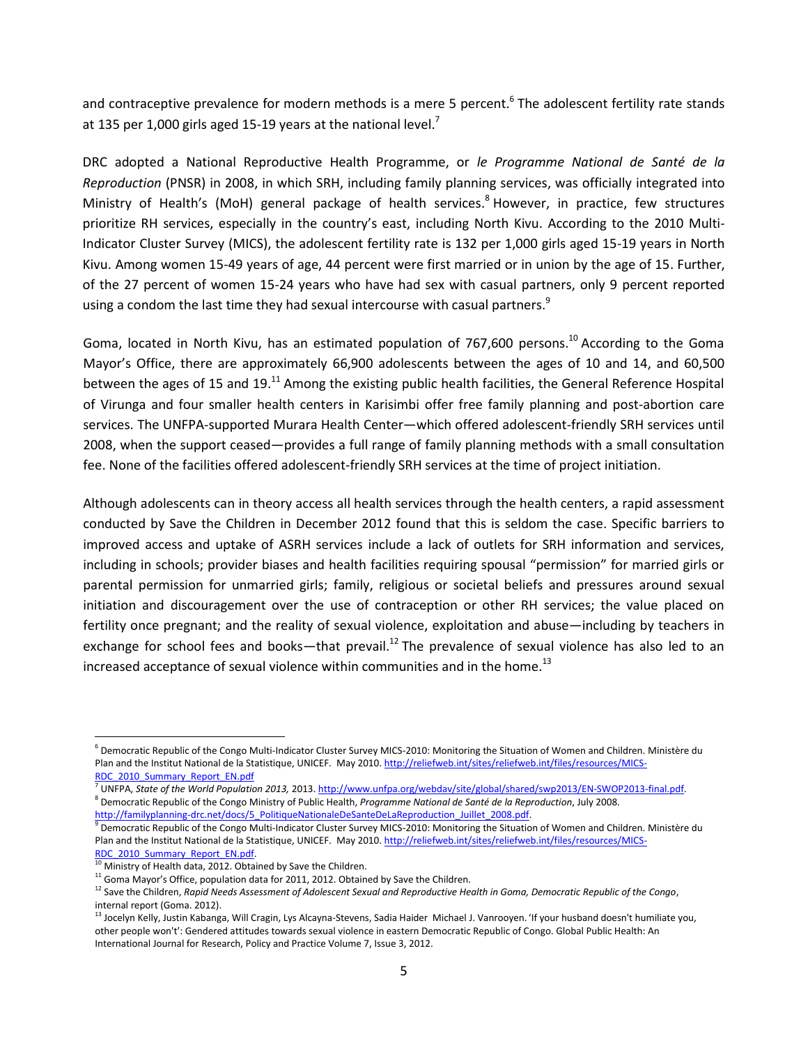and contraceptive prevalence for modern methods is a mere 5 percent.[6] The adolescent fertility rate stands at 135 per 1,000 girls aged 15-19 years at the national level.[7]

DRC adopted a National Reproductive Health Programme, or *le Programme National de Santé de la Reproduction* (PNSR) in 2008, in which SRH, including family planning services, was officially integrated into Ministry of Health's (MoH) general package of health services.[8] However, in practice, few structures prioritize RH services, especially in the country's east, including North Kivu. According to the 2010 Multi-Indicator Cluster Survey (MICS), the adolescent fertility rate is 132 per 1,000 girls aged 15-19 years in North Kivu. Among women 15-49 years of age, 44 percent were first married or in union by the age of 15. Further, of the 27 percent of women 15-24 years who have had sex with casual partners, only 9 percent reported using a condom the last time they had sexual intercourse with casual partners.[9]

Goma, located in North Kivu, has an estimated population of 767,600 persons.[10] According to the Goma Mayor's Office, there are approximately 66,900 adolescents between the ages of 10 and 14, and 60,500 between the ages of 15 and 19.[11] Among the existing public health facilities, the General Reference Hospital of Virunga and four smaller health centers in Karisimbi offer free family planning and post-abortion care services. The UNFPA-supported Murara Health Center—which offered adolescent-friendly SRH services until 2008, when the support ceased—provides a full range of family planning methods with a small consultation fee. None of the facilities offered adolescent-friendly SRH services at the time of project initiation.

Although adolescents can in theory access all health services through the health centers, a rapid assessment conducted by Save the Children in December 2012 found that this is seldom the case. Specific barriers to improved access and uptake of ASRH services include a lack of outlets for SRH information and services, including in schools; provider biases and health facilities requiring spousal "permission" for married girls or parental permission for unmarried girls; family, religious or societal beliefs and pressures around sexual initiation and discouragement over the use of contraception or other RH services; the value placed on fertility once pregnant; and the reality of sexual violence, exploitation and abuse—including by teachers in exchange for school fees and books—that prevail.[12] The prevalence of sexual violence has also led to an increased acceptance of sexual violence within communities and in the home.[13]

---

[6] Democratic Republic of the Congo Multi-Indicator Cluster Survey MICS-2010: Monitoring the Situation of Women and Children. Ministère du Plan and the Institut National de la Statistique, UNICEF. May 2010. http://reliefweb.int/sites/reliefweb.int/files/resources/MICS-RDC_2010_Summary_Report_EN.pdf

[7] UNFPA, *State of the World Population 2013,* 2013. http://www.unfpa.org/webdav/site/global/shared/swp2013/EN-SWOP2013-final.pdf.

[8] Democratic Republic of the Congo Ministry of Public Health, *Programme National de Santé de la Reproduction*, July 2008. http://familyplanning-drc.net/docs/5_PolitiqueNationaleDeSanteDeLaReproduction_Juillet_2008.pdf.

[9] Democratic Republic of the Congo Multi-Indicator Cluster Survey MICS-2010: Monitoring the Situation of Women and Children. Ministère du Plan and the Institut National de la Statistique, UNICEF. May 2010. http://reliefweb.int/sites/reliefweb.int/files/resources/MICS-RDC_2010_Summary_Report_EN.pdf.

[10] Ministry of Health data, 2012. Obtained by Save the Children.

[11] Goma Mayor's Office, population data for 2011, 2012. Obtained by Save the Children.

[12] Save the Children, *Rapid Needs Assessment of Adolescent Sexual and Reproductive Health in Goma, Democratic Republic of the Congo*, internal report (Goma. 2012).

[13] Jocelyn Kelly, Justin Kabanga, Will Cragin, Lys Alcayna-Stevens, Sadia Haider Michael J. Vanrooyen. 'If your husband doesn't humiliate you, other people won't': Gendered attitudes towards sexual violence in eastern Democratic Republic of Congo. Global Public Health: An International Journal for Research, Policy and Practice Volume 7, Issue 3, 2012.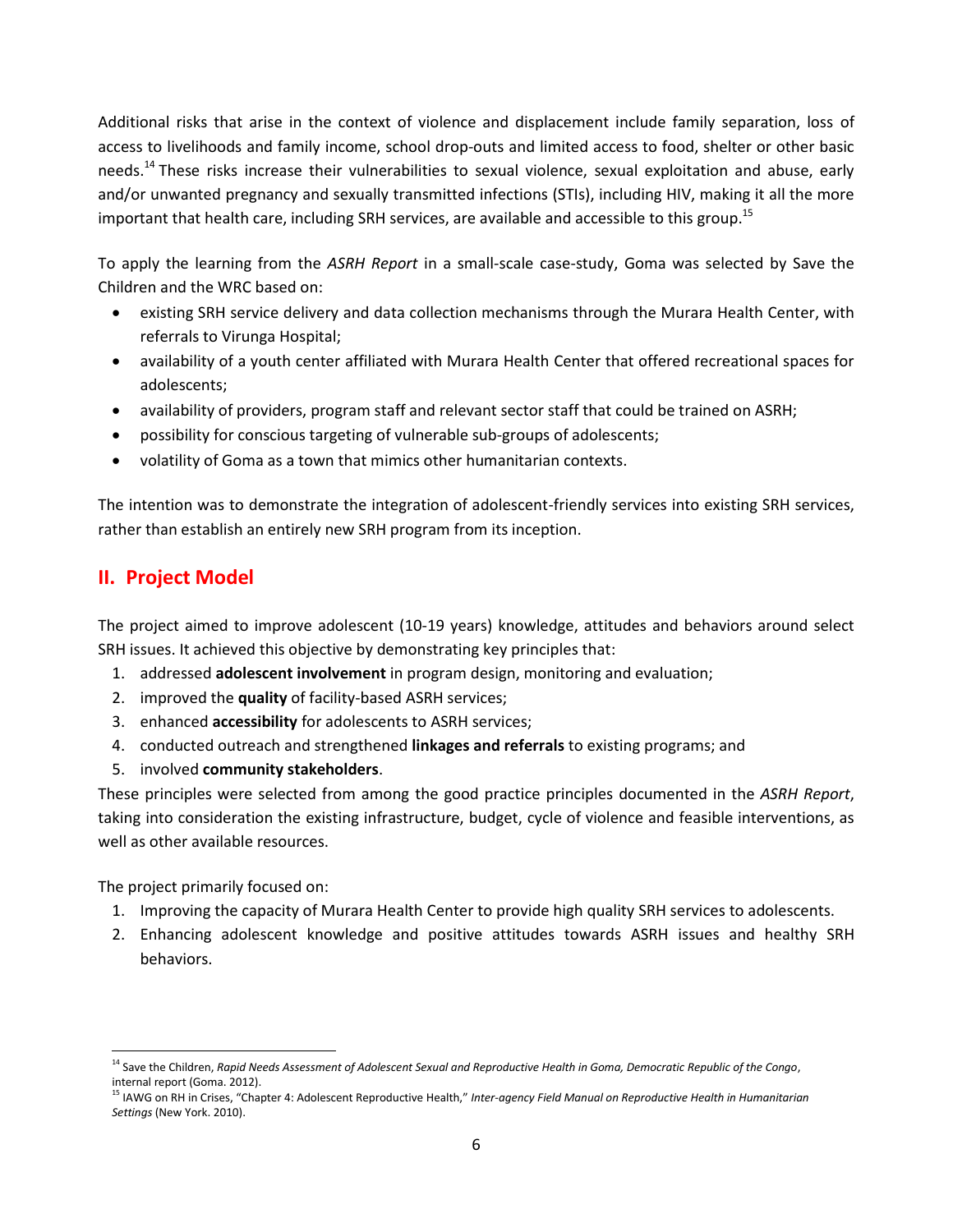Additional risks that arise in the context of violence and displacement include family separation, loss of access to livelihoods and family income, school drop-outs and limited access to food, shelter or other basic needs.[14] These risks increase their vulnerabilities to sexual violence, sexual exploitation and abuse, early and/or unwanted pregnancy and sexually transmitted infections (STIs), including HIV, making it all the more important that health care, including SRH services, are available and accessible to this group.[15]

To apply the learning from the *ASRH Report* in a small-scale case-study, Goma was selected by Save the Children and the WRC based on:

- existing SRH service delivery and data collection mechanisms through the Murara Health Center, with referrals to Virunga Hospital;
- availability of a youth center affiliated with Murara Health Center that offered recreational spaces for adolescents;
- availability of providers, program staff and relevant sector staff that could be trained on ASRH;
- possibility for conscious targeting of vulnerable sub-groups of adolescents;
- volatility of Goma as a town that mimics other humanitarian contexts.

The intention was to demonstrate the integration of adolescent-friendly services into existing SRH services, rather than establish an entirely new SRH program from its inception.

## II. Project Model

The project aimed to improve adolescent (10-19 years) knowledge, attitudes and behaviors around select SRH issues. It achieved this objective by demonstrating key principles that:

1. addressed **adolescent involvement** in program design, monitoring and evaluation;
2. improved the **quality** of facility-based ASRH services;
3. enhanced **accessibility** for adolescents to ASRH services;
4. conducted outreach and strengthened **linkages and referrals** to existing programs; and
5. involved **community stakeholders**.

These principles were selected from among the good practice principles documented in the *ASRH Report*, taking into consideration the existing infrastructure, budget, cycle of violence and feasible interventions, as well as other available resources.

The project primarily focused on:

1. Improving the capacity of Murara Health Center to provide high quality SRH services to adolescents.
2. Enhancing adolescent knowledge and positive attitudes towards ASRH issues and healthy SRH behaviors.

---

[14] Save the Children, *Rapid Needs Assessment of Adolescent Sexual and Reproductive Health in Goma, Democratic Republic of the Congo*, internal report (Goma. 2012).

[15] IAWG on RH in Crises, "Chapter 4: Adolescent Reproductive Health," *Inter-agency Field Manual on Reproductive Health in Humanitarian Settings* (New York. 2010).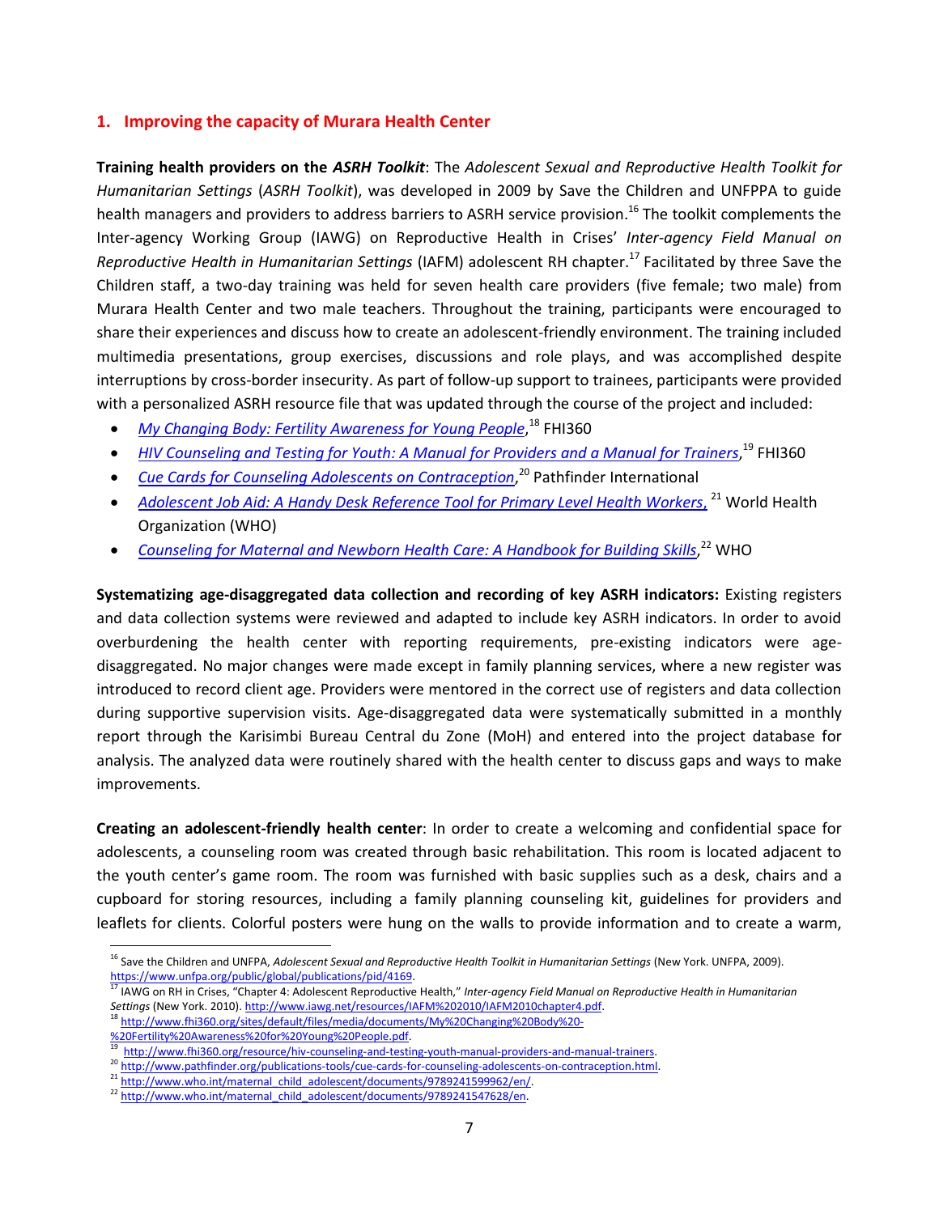## 1. Improving the capacity of Murara Health Center

**Training health providers on the *ASRH Toolkit***: The *Adolescent Sexual and Reproductive Health Toolkit for Humanitarian Settings* (*ASRH Toolkit*), was developed in 2009 by Save the Children and UNFPPA to guide health managers and providers to address barriers to ASRH service provision.[16] The toolkit complements the Inter-agency Working Group (IAWG) on Reproductive Health in Crises' *Inter-agency Field Manual on Reproductive Health in Humanitarian Settings* (IAFM) adolescent RH chapter.[17] Facilitated by three Save the Children staff, a two-day training was held for seven health care providers (five female; two male) from Murara Health Center and two male teachers. Throughout the training, participants were encouraged to share their experiences and discuss how to create an adolescent-friendly environment. The training included multimedia presentations, group exercises, discussions and role plays, and was accomplished despite interruptions by cross-border insecurity. As part of follow-up support to trainees, participants were provided with a personalized ASRH resource file that was updated through the course of the project and included:

- *My Changing Body: Fertility Awareness for Young People*,[18] FHI360
- *HIV Counseling and Testing for Youth: A Manual for Providers and a Manual for Trainers*,[19] FHI360
- *Cue Cards for Counseling Adolescents on Contraception*,[20] Pathfinder International
- *Adolescent Job Aid: A Handy Desk Reference Tool for Primary Level Health Workers*,[21] World Health Organization (WHO)
- *Counseling for Maternal and Newborn Health Care: A Handbook for Building Skills*,[22] WHO

**Systematizing age-disaggregated data collection and recording of key ASRH indicators:** Existing registers and data collection systems were reviewed and adapted to include key ASRH indicators. In order to avoid overburdening the health center with reporting requirements, pre-existing indicators were age-disaggregated. No major changes were made except in family planning services, where a new register was introduced to record client age. Providers were mentored in the correct use of registers and data collection during supportive supervision visits. Age-disaggregated data were systematically submitted in a monthly report through the Karisimbi Bureau Central du Zone (MoH) and entered into the project database for analysis. The analyzed data were routinely shared with the health center to discuss gaps and ways to make improvements.

**Creating an adolescent-friendly health center**: In order to create a welcoming and confidential space for adolescents, a counseling room was created through basic rehabilitation. This room is located adjacent to the youth center's game room. The room was furnished with basic supplies such as a desk, chairs and a cupboard for storing resources, including a family planning counseling kit, guidelines for providers and leaflets for clients. Colorful posters were hung on the walls to provide information and to create a warm,

---

[16] Save the Children and UNFPA, *Adolescent Sexual and Reproductive Health Toolkit in Humanitarian Settings* (New York. UNFPA, 2009). https://www.unfpa.org/public/global/publications/pid/4169.

[17] IAWG on RH in Crises, "Chapter 4: Adolescent Reproductive Health," *Inter-agency Field Manual on Reproductive Health in Humanitarian Settings* (New York. 2010). http://www.iawg.net/resources/IAFM%202010/IAFM2010chapter4.pdf.

[18] http://www.fhi360.org/sites/default/files/media/documents/My%20Changing%20Body%20-%20Fertility%20Awareness%20for%20Young%20People.pdf.

[19] http://www.fhi360.org/resource/hiv-counseling-and-testing-youth-manual-providers-and-manual-trainers.

[20] http://www.pathfinder.org/publications-tools/cue-cards-for-counseling-adolescents-on-contraception.html.

[21] http://www.who.int/maternal_child_adolescent/documents/9789241599962/en/.

[22] http://www.who.int/maternal_child_adolescent/documents/9789241547628/en.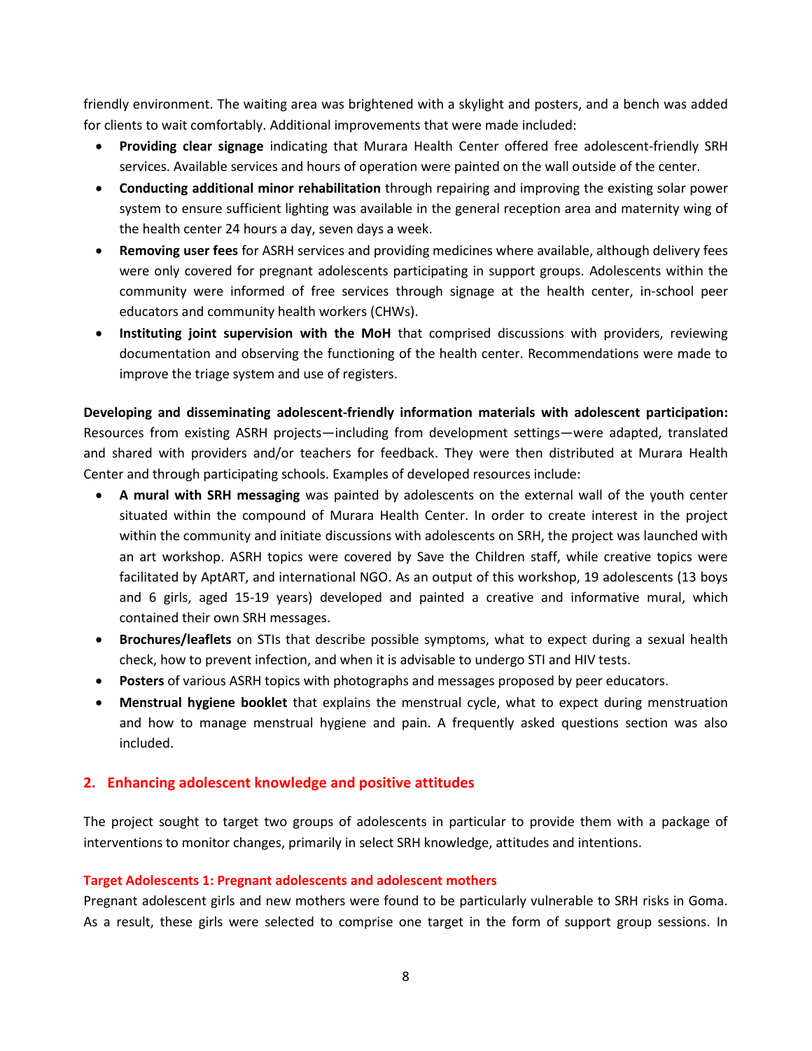friendly environment. The waiting area was brightened with a skylight and posters, and a bench was added for clients to wait comfortably. Additional improvements that were made included:

- **Providing clear signage** indicating that Murara Health Center offered free adolescent-friendly SRH services. Available services and hours of operation were painted on the wall outside of the center.
- **Conducting additional minor rehabilitation** through repairing and improving the existing solar power system to ensure sufficient lighting was available in the general reception area and maternity wing of the health center 24 hours a day, seven days a week.
- **Removing user fees** for ASRH services and providing medicines where available, although delivery fees were only covered for pregnant adolescents participating in support groups. Adolescents within the community were informed of free services through signage at the health center, in-school peer educators and community health workers (CHWs).
- **Instituting joint supervision with the MoH** that comprised discussions with providers, reviewing documentation and observing the functioning of the health center. Recommendations were made to improve the triage system and use of registers.

**Developing and disseminating adolescent-friendly information materials with adolescent participation:** Resources from existing ASRH projects—including from development settings—were adapted, translated and shared with providers and/or teachers for feedback. They were then distributed at Murara Health Center and through participating schools. Examples of developed resources include:

- **A mural with SRH messaging** was painted by adolescents on the external wall of the youth center situated within the compound of Murara Health Center. In order to create interest in the project within the community and initiate discussions with adolescents on SRH, the project was launched with an art workshop. ASRH topics were covered by Save the Children staff, while creative topics were facilitated by AptART, and international NGO. As an output of this workshop, 19 adolescents (13 boys and 6 girls, aged 15-19 years) developed and painted a creative and informative mural, which contained their own SRH messages.
- **Brochures/leaflets** on STIs that describe possible symptoms, what to expect during a sexual health check, how to prevent infection, and when it is advisable to undergo STI and HIV tests.
- **Posters** of various ASRH topics with photographs and messages proposed by peer educators.
- **Menstrual hygiene booklet** that explains the menstrual cycle, what to expect during menstruation and how to manage menstrual hygiene and pain. A frequently asked questions section was also included.

## 2. Enhancing adolescent knowledge and positive attitudes

The project sought to target two groups of adolescents in particular to provide them with a package of interventions to monitor changes, primarily in select SRH knowledge, attitudes and intentions.

### Target Adolescents 1: Pregnant adolescents and adolescent mothers

Pregnant adolescent girls and new mothers were found to be particularly vulnerable to SRH risks in Goma. As a result, these girls were selected to comprise one target in the form of support group sessions. In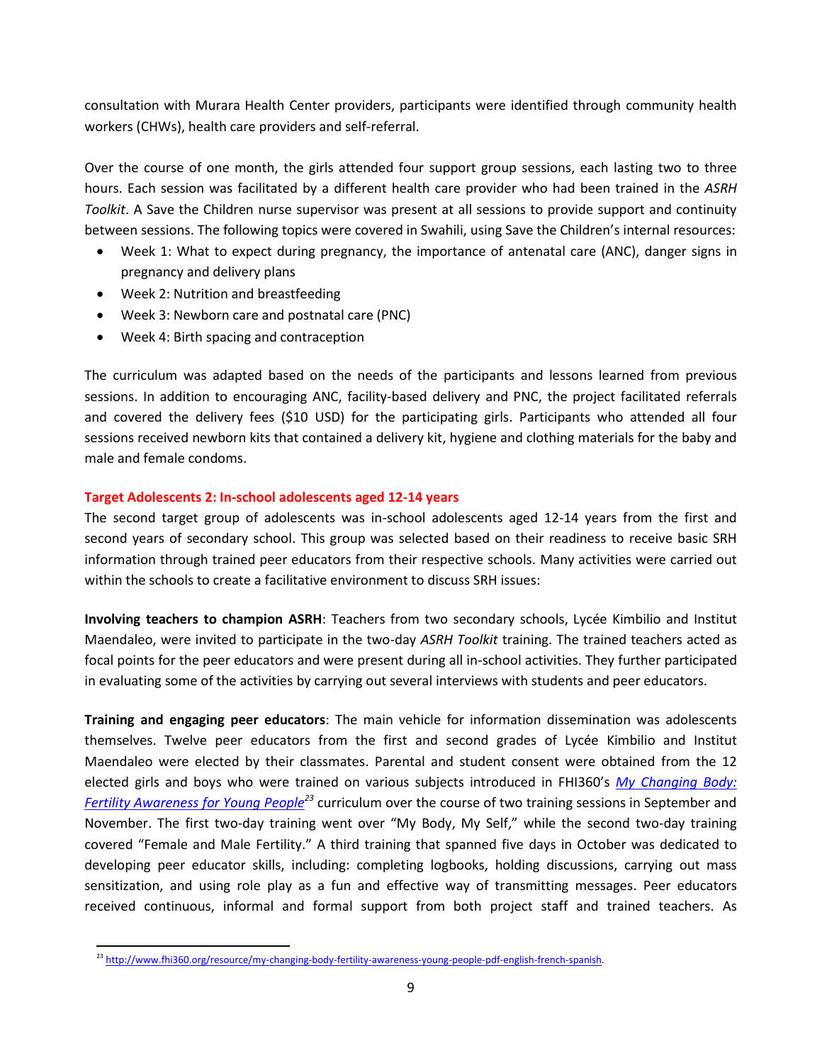consultation with Murara Health Center providers, participants were identified through community health workers (CHWs), health care providers and self-referral.

Over the course of one month, the girls attended four support group sessions, each lasting two to three hours. Each session was facilitated by a different health care provider who had been trained in the *ASRH Toolkit*. A Save the Children nurse supervisor was present at all sessions to provide support and continuity between sessions. The following topics were covered in Swahili, using Save the Children's internal resources:

- Week 1: What to expect during pregnancy, the importance of antenatal care (ANC), danger signs in pregnancy and delivery plans
- Week 2: Nutrition and breastfeeding
- Week 3: Newborn care and postnatal care (PNC)
- Week 4: Birth spacing and contraception

The curriculum was adapted based on the needs of the participants and lessons learned from previous sessions. In addition to encouraging ANC, facility-based delivery and PNC, the project facilitated referrals and covered the delivery fees ($10 USD) for the participating girls. Participants who attended all four sessions received newborn kits that contained a delivery kit, hygiene and clothing materials for the baby and male and female condoms.

### Target Adolescents 2: In-school adolescents aged 12-14 years

The second target group of adolescents was in-school adolescents aged 12-14 years from the first and second years of secondary school. This group was selected based on their readiness to receive basic SRH information through trained peer educators from their respective schools. Many activities were carried out within the schools to create a facilitative environment to discuss SRH issues:

**Involving teachers to champion ASRH**: Teachers from two secondary schools, Lycée Kimbilio and Institut Maendaleo, were invited to participate in the two-day *ASRH Toolkit* training. The trained teachers acted as focal points for the peer educators and were present during all in-school activities. They further participated in evaluating some of the activities by carrying out several interviews with students and peer educators.

**Training and engaging peer educators**: The main vehicle for information dissemination was adolescents themselves. Twelve peer educators from the first and second grades of Lycée Kimbilio and Institut Maendaleo were elected by their classmates. Parental and student consent were obtained from the 12 elected girls and boys who were trained on various subjects introduced in FHI360's *My Changing Body: Fertility Awareness for Young People*[23] curriculum over the course of two training sessions in September and November. The first two-day training went over "My Body, My Self," while the second two-day training covered "Female and Male Fertility." A third training that spanned five days in October was dedicated to developing peer educator skills, including: completing logbooks, holding discussions, carrying out mass sensitization, and using role play as a fun and effective way of transmitting messages. Peer educators received continuous, informal and formal support from both project staff and trained teachers. As

[23] http://www.fhi360.org/resource/my-changing-body-fertility-awareness-young-people-pdf-english-french-spanish.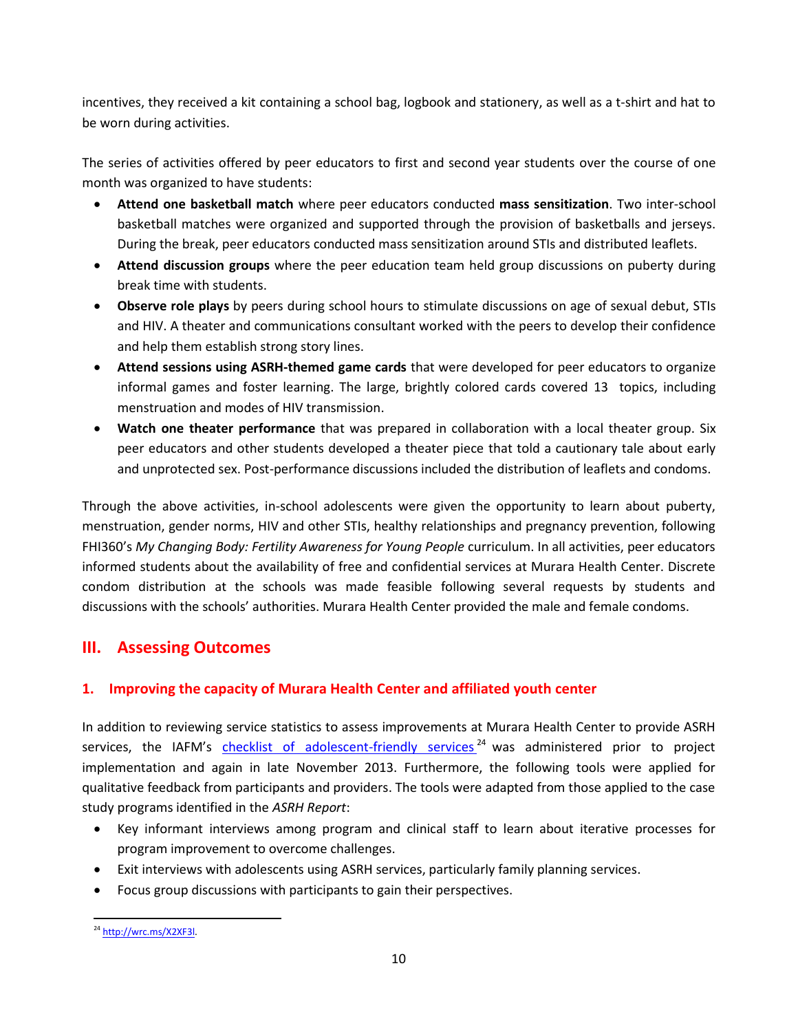incentives, they received a kit containing a school bag, logbook and stationery, as well as a t-shirt and hat to be worn during activities.

The series of activities offered by peer educators to first and second year students over the course of one month was organized to have students:

- **Attend one basketball match** where peer educators conducted **mass sensitization**. Two inter-school basketball matches were organized and supported through the provision of basketballs and jerseys. During the break, peer educators conducted mass sensitization around STIs and distributed leaflets.
- **Attend discussion groups** where the peer education team held group discussions on puberty during break time with students.
- **Observe role plays** by peers during school hours to stimulate discussions on age of sexual debut, STIs and HIV. A theater and communications consultant worked with the peers to develop their confidence and help them establish strong story lines.
- **Attend sessions using ASRH-themed game cards** that were developed for peer educators to organize informal games and foster learning. The large, brightly colored cards covered 13 topics, including menstruation and modes of HIV transmission.
- **Watch one theater performance** that was prepared in collaboration with a local theater group. Six peer educators and other students developed a theater piece that told a cautionary tale about early and unprotected sex. Post-performance discussions included the distribution of leaflets and condoms.

Through the above activities, in-school adolescents were given the opportunity to learn about puberty, menstruation, gender norms, HIV and other STIs, healthy relationships and pregnancy prevention, following FHI360's *My Changing Body: Fertility Awareness for Young People* curriculum. In all activities, peer educators informed students about the availability of free and confidential services at Murara Health Center. Discrete condom distribution at the schools was made feasible following several requests by students and discussions with the schools' authorities. Murara Health Center provided the male and female condoms.

## III. Assessing Outcomes

### 1. Improving the capacity of Murara Health Center and affiliated youth center

In addition to reviewing service statistics to assess improvements at Murara Health Center to provide ASRH services, the IAFM's checklist of adolescent-friendly services[24] was administered prior to project implementation and again in late November 2013. Furthermore, the following tools were applied for qualitative feedback from participants and providers. The tools were adapted from those applied to the case study programs identified in the *ASRH Report*:

- Key informant interviews among program and clinical staff to learn about iterative processes for program improvement to overcome challenges.
- Exit interviews with adolescents using ASRH services, particularly family planning services.
- Focus group discussions with participants to gain their perspectives.

[24] http://wrc.ms/X2XF3I.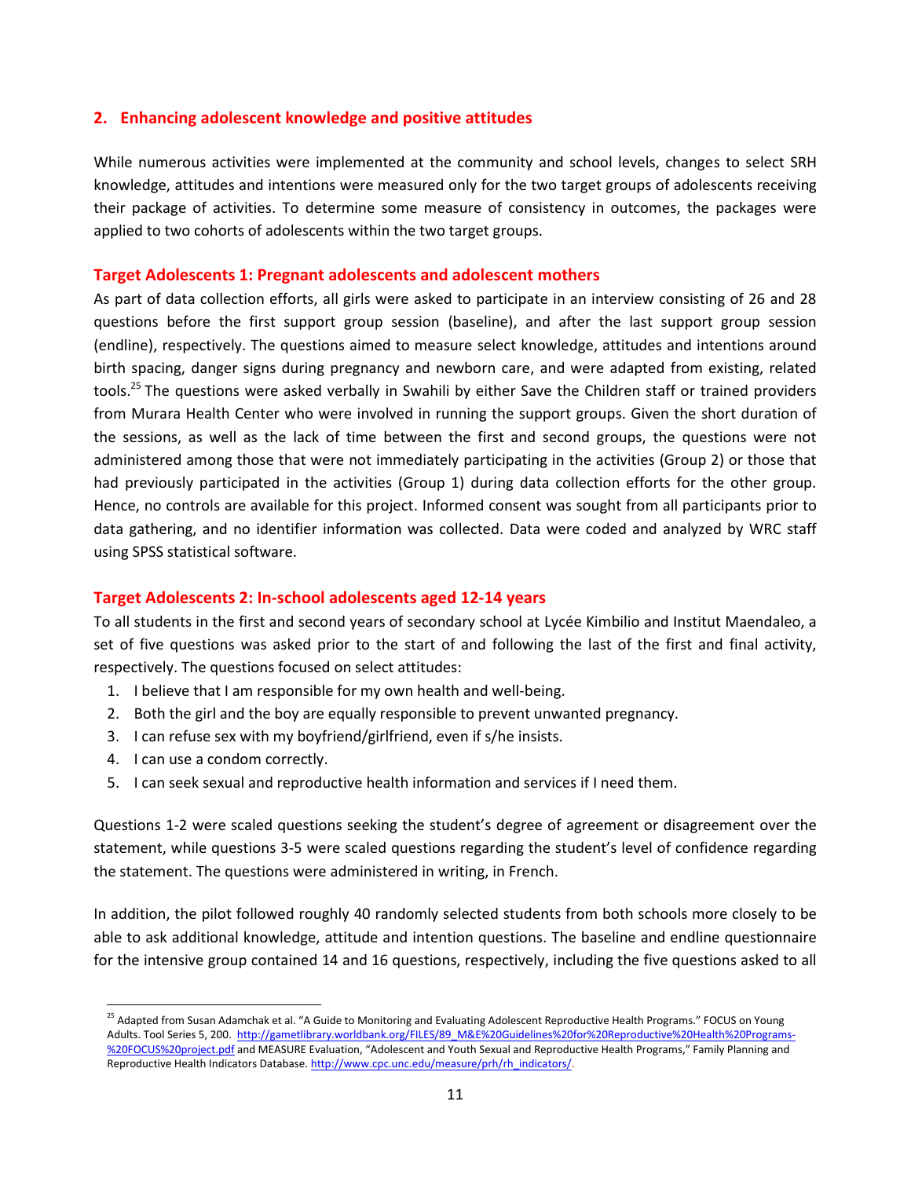## 2. Enhancing adolescent knowledge and positive attitudes

While numerous activities were implemented at the community and school levels, changes to select SRH knowledge, attitudes and intentions were measured only for the two target groups of adolescents receiving their package of activities. To determine some measure of consistency in outcomes, the packages were applied to two cohorts of adolescents within the two target groups.

### Target Adolescents 1: Pregnant adolescents and adolescent mothers

As part of data collection efforts, all girls were asked to participate in an interview consisting of 26 and 28 questions before the first support group session (baseline), and after the last support group session (endline), respectively. The questions aimed to measure select knowledge, attitudes and intentions around birth spacing, danger signs during pregnancy and newborn care, and were adapted from existing, related tools.[25] The questions were asked verbally in Swahili by either Save the Children staff or trained providers from Murara Health Center who were involved in running the support groups. Given the short duration of the sessions, as well as the lack of time between the first and second groups, the questions were not administered among those that were not immediately participating in the activities (Group 2) or those that had previously participated in the activities (Group 1) during data collection efforts for the other group. Hence, no controls are available for this project. Informed consent was sought from all participants prior to data gathering, and no identifier information was collected. Data were coded and analyzed by WRC staff using SPSS statistical software.

### Target Adolescents 2: In-school adolescents aged 12-14 years

To all students in the first and second years of secondary school at Lycée Kimbilio and Institut Maendaleo, a set of five questions was asked prior to the start of and following the last of the first and final activity, respectively. The questions focused on select attitudes:

1. I believe that I am responsible for my own health and well-being.
2. Both the girl and the boy are equally responsible to prevent unwanted pregnancy.
3. I can refuse sex with my boyfriend/girlfriend, even if s/he insists.
4. I can use a condom correctly.
5. I can seek sexual and reproductive health information and services if I need them.

Questions 1-2 were scaled questions seeking the student's degree of agreement or disagreement over the statement, while questions 3-5 were scaled questions regarding the student's level of confidence regarding the statement. The questions were administered in writing, in French.

In addition, the pilot followed roughly 40 randomly selected students from both schools more closely to be able to ask additional knowledge, attitude and intention questions. The baseline and endline questionnaire for the intensive group contained 14 and 16 questions, respectively, including the five questions asked to all

---

[25] Adapted from Susan Adamchak et al. "A Guide to Monitoring and Evaluating Adolescent Reproductive Health Programs." FOCUS on Young Adults. Tool Series 5, 200. http://gametlibrary.worldbank.org/FILES/89_M&E%20Guidelines%20for%20Reproductive%20Health%20Programs-%20FOCUS%20project.pdf and MEASURE Evaluation, "Adolescent and Youth Sexual and Reproductive Health Programs," Family Planning and Reproductive Health Indicators Database. http://www.cpc.unc.edu/measure/prh/rh_indicators/.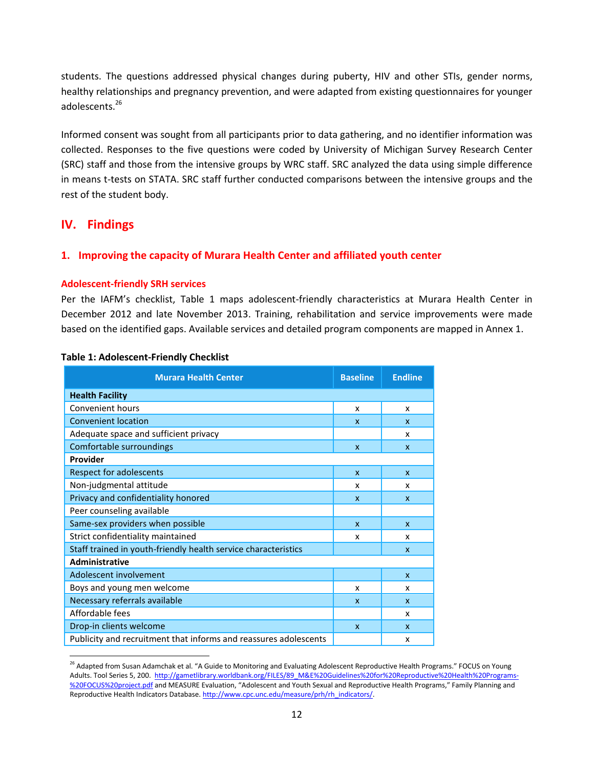students. The questions addressed physical changes during puberty, HIV and other STIs, gender norms, healthy relationships and pregnancy prevention, and were adapted from existing questionnaires for younger adolescents.[26]

Informed consent was sought from all participants prior to data gathering, and no identifier information was collected. Responses to the five questions were coded by University of Michigan Survey Research Center (SRC) staff and those from the intensive groups by WRC staff. SRC analyzed the data using simple difference in means t-tests on STATA. SRC staff further conducted comparisons between the intensive groups and the rest of the student body.

## IV. Findings

### 1. Improving the capacity of Murara Health Center and affiliated youth center

#### Adolescent-friendly SRH services

Per the IAFM's checklist, Table 1 maps adolescent-friendly characteristics at Murara Health Center in December 2012 and late November 2013. Training, rehabilitation and service improvements were made based on the identified gaps. Available services and detailed program components are mapped in Annex 1.

**Table 1: Adolescent-Friendly Checklist**

| Murara Health Center | Baseline | Endline |
|---|---|---|
| **Health Facility** | | |
| Convenient hours | x | x |
| Convenient location | x | x |
| Adequate space and sufficient privacy | | x |
| Comfortable surroundings | x | x |
| **Provider** | | |
| Respect for adolescents | x | x |
| Non-judgmental attitude | x | x |
| Privacy and confidentiality honored | x | x |
| Peer counseling available | | |
| Same-sex providers when possible | x | x |
| Strict confidentiality maintained | x | x |
| Staff trained in youth-friendly health service characteristics | | x |
| **Administrative** | | |
| Adolescent involvement | | x |
| Boys and young men welcome | x | x |
| Necessary referrals available | x | x |
| Affordable fees | | x |
| Drop-in clients welcome | x | x |
| Publicity and recruitment that informs and reassures adolescents | | x |

[26] Adapted from Susan Adamchak et al. "A Guide to Monitoring and Evaluating Adolescent Reproductive Health Programs." FOCUS on Young Adults. Tool Series 5, 200. http://gametlibrary.worldbank.org/FILES/89_M&E%20Guidelines%20for%20Reproductive%20Health%20Programs-%20FOCUS%20project.pdf and MEASURE Evaluation, "Adolescent and Youth Sexual and Reproductive Health Programs," Family Planning and Reproductive Health Indicators Database. http://www.cpc.unc.edu/measure/prh/rh_indicators/.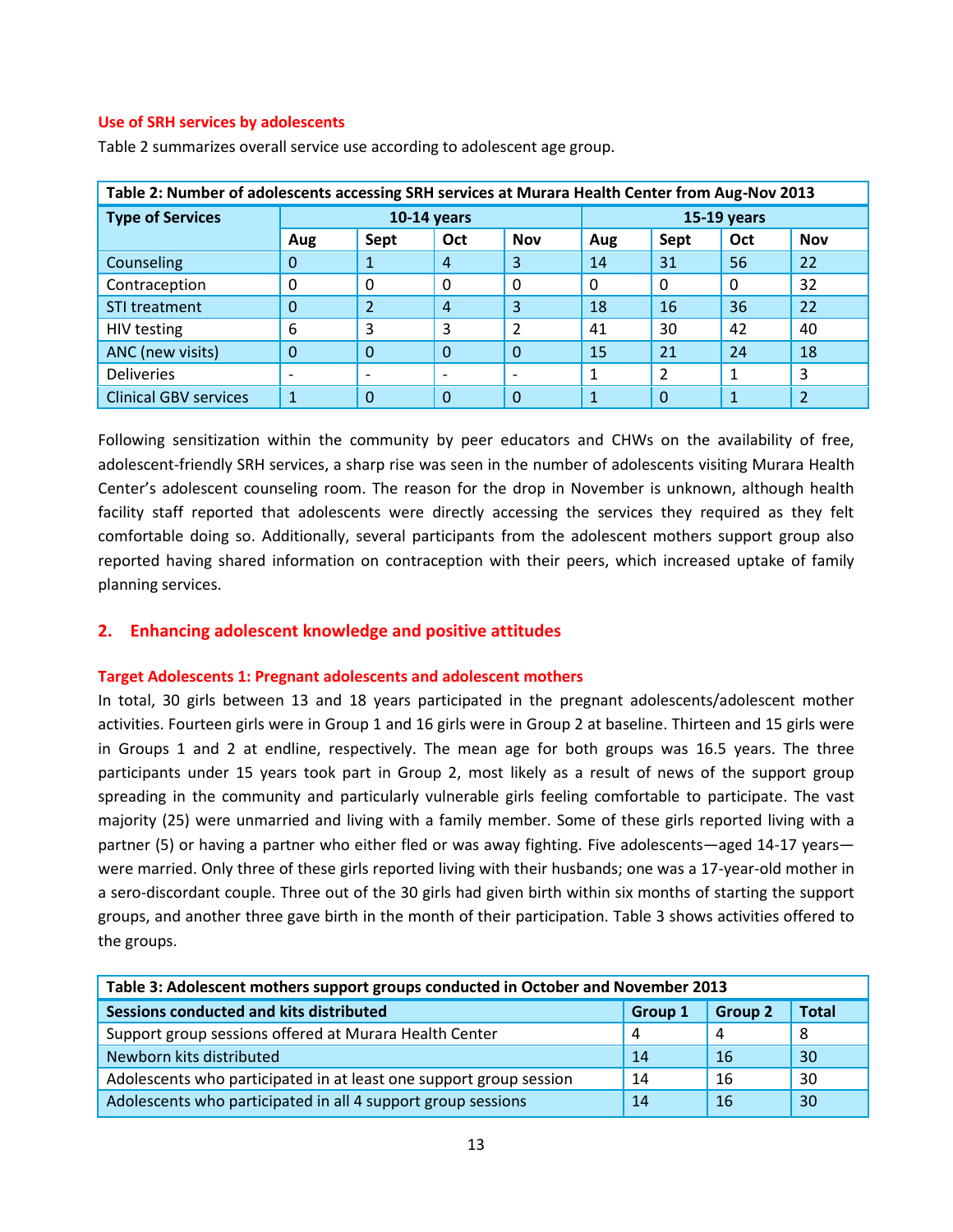### Use of SRH services by adolescents

Table 2 summarizes overall service use according to adolescent age group.

**Table 2: Number of adolescents accessing SRH services at Murara Health Center from Aug-Nov 2013**

| Type of Services | 10-14 years | | | | 15-19 years | | | |
|---|---|---|---|---|---|---|---|---|
| | Aug | Sept | Oct | Nov | Aug | Sept | Oct | Nov |
| Counseling | 0 | 1 | 4 | 3 | 14 | 31 | 56 | 22 |
| Contraception | 0 | 0 | 0 | 0 | 0 | 0 | 0 | 32 |
| STI treatment | 0 | 2 | 4 | 3 | 18 | 16 | 36 | 22 |
| HIV testing | 6 | 3 | 3 | 2 | 41 | 30 | 42 | 40 |
| ANC (new visits) | 0 | 0 | 0 | 0 | 15 | 21 | 24 | 18 |
| Deliveries | - | - | - | - | 1 | 2 | 1 | 3 |
| Clinical GBV services | 1 | 0 | 0 | 0 | 1 | 0 | 1 | 2 |

Following sensitization within the community by peer educators and CHWs on the availability of free, adolescent-friendly SRH services, a sharp rise was seen in the number of adolescents visiting Murara Health Center's adolescent counseling room. The reason for the drop in November is unknown, although health facility staff reported that adolescents were directly accessing the services they required as they felt comfortable doing so. Additionally, several participants from the adolescent mothers support group also reported having shared information on contraception with their peers, which increased uptake of family planning services.

## 2. Enhancing adolescent knowledge and positive attitudes

### Target Adolescents 1: Pregnant adolescents and adolescent mothers

In total, 30 girls between 13 and 18 years participated in the pregnant adolescents/adolescent mother activities. Fourteen girls were in Group 1 and 16 girls were in Group 2 at baseline. Thirteen and 15 girls were in Groups 1 and 2 at endline, respectively. The mean age for both groups was 16.5 years. The three participants under 15 years took part in Group 2, most likely as a result of news of the support group spreading in the community and particularly vulnerable girls feeling comfortable to participate. The vast majority (25) were unmarried and living with a family member. Some of these girls reported living with a partner (5) or having a partner who either fled or was away fighting. Five adolescents—aged 14-17 years—were married. Only three of these girls reported living with their husbands; one was a 17-year-old mother in a sero-discordant couple. Three out of the 30 girls had given birth within six months of starting the support groups, and another three gave birth in the month of their participation. Table 3 shows activities offered to the groups.

**Table 3: Adolescent mothers support groups conducted in October and November 2013**

| Sessions conducted and kits distributed | Group 1 | Group 2 | Total |
|---|---|---|---|
| Support group sessions offered at Murara Health Center | 4 | 4 | 8 |
| Newborn kits distributed | 14 | 16 | 30 |
| Adolescents who participated in at least one support group session | 14 | 16 | 30 |
| Adolescents who participated in all 4 support group sessions | 14 | 16 | 30 |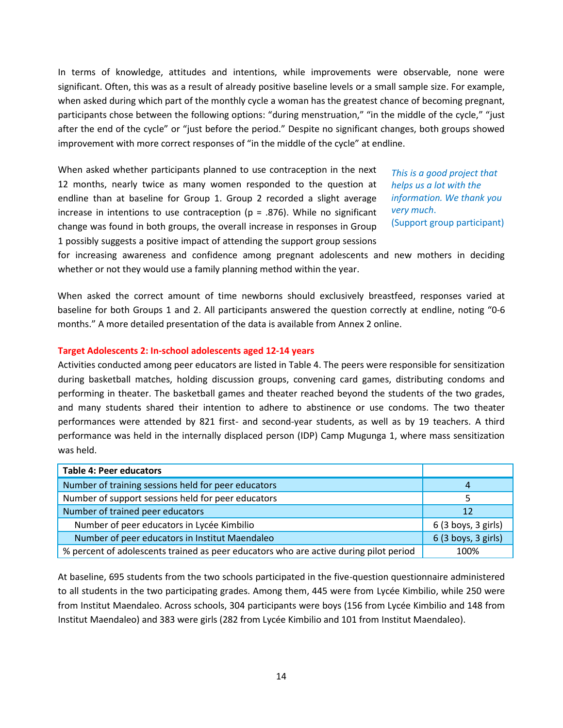In terms of knowledge, attitudes and intentions, while improvements were observable, none were significant. Often, this was as a result of already positive baseline levels or a small sample size. For example, when asked during which part of the monthly cycle a woman has the greatest chance of becoming pregnant, participants chose between the following options: "during menstruation," "in the middle of the cycle," "just after the end of the cycle" or "just before the period." Despite no significant changes, both groups showed improvement with more correct responses of "in the middle of the cycle" at endline.

When asked whether participants planned to use contraception in the next 12 months, nearly twice as many women responded to the question at endline than at baseline for Group 1. Group 2 recorded a slight average increase in intentions to use contraception ($p = .876$). While no significant change was found in both groups, the overall increase in responses in Group 1 possibly suggests a positive impact of attending the support group sessions for increasing awareness and confidence among pregnant adolescents and new mothers in deciding whether or not they would use a family planning method within the year.

> *This is a good project that helps us a lot with the information. We thank you very much.*
> (Support group participant)

When asked the correct amount of time newborns should exclusively breastfeed, responses varied at baseline for both Groups 1 and 2. All participants answered the question correctly at endline, noting "0-6 months." A more detailed presentation of the data is available from Annex 2 online.

### Target Adolescents 2: In-school adolescents aged 12-14 years

Activities conducted among peer educators are listed in Table 4. The peers were responsible for sensitization during basketball matches, holding discussion groups, convening card games, distributing condoms and performing in theater. The basketball games and theater reached beyond the students of the two grades, and many students shared their intention to adhere to abstinence or use condoms. The two theater performances were attended by 821 first- and second-year students, as well as by 19 teachers. A third performance was held in the internally displaced person (IDP) Camp Mugunga 1, where mass sensitization was held.

| **Table 4: Peer educators** | |
|---|---|
| Number of training sessions held for peer educators | 4 |
| Number of support sessions held for peer educators | 5 |
| Number of trained peer educators | 12 |
| Number of peer educators in Lycée Kimbilio | 6 (3 boys, 3 girls) |
| Number of peer educators in Institut Maendaleo | 6 (3 boys, 3 girls) |
| % percent of adolescents trained as peer educators who are active during pilot period | 100% |

At baseline, 695 students from the two schools participated in the five-question questionnaire administered to all students in the two participating grades. Among them, 445 were from Lycée Kimbilio, while 250 were from Institut Maendaleo. Across schools, 304 participants were boys (156 from Lycée Kimbilio and 148 from Institut Maendaleo) and 383 were girls (282 from Lycée Kimbilio and 101 from Institut Maendaleo).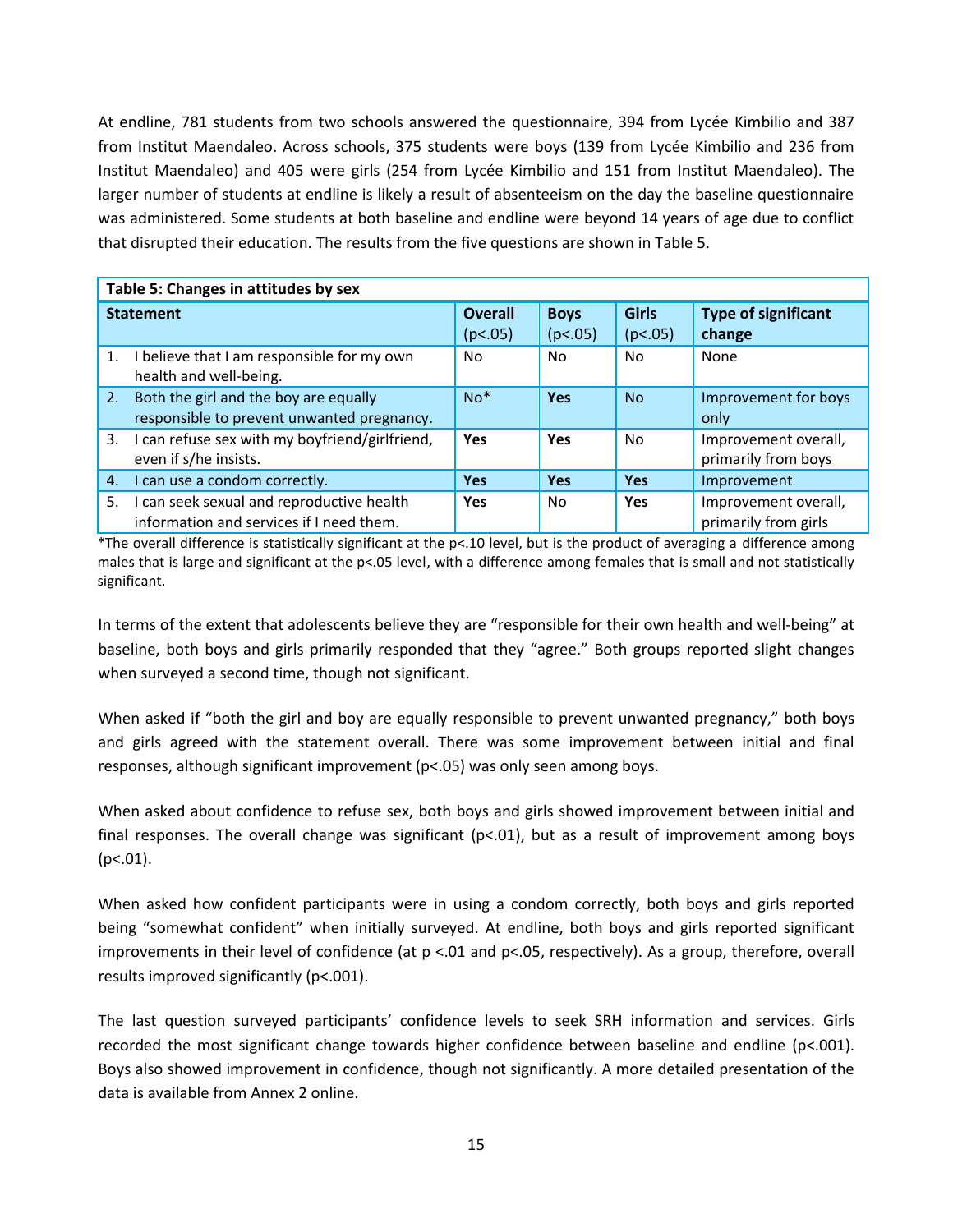At endline, 781 students from two schools answered the questionnaire, 394 from Lycée Kimbilio and 387 from Institut Maendaleo. Across schools, 375 students were boys (139 from Lycée Kimbilio and 236 from Institut Maendaleo) and 405 were girls (254 from Lycée Kimbilio and 151 from Institut Maendaleo). The larger number of students at endline is likely a result of absenteeism on the day the baseline questionnaire was administered. Some students at both baseline and endline were beyond 14 years of age due to conflict that disrupted their education. The results from the five questions are shown in Table 5.

**Table 5: Changes in attitudes by sex**

| Statement | Overall ($p<.05$) | Boys ($p<.05$) | Girls ($p<.05$) | Type of significant change |
|---|---|---|---|---|
| 1. I believe that I am responsible for my own health and well-being. | No | No | No | None |
| 2. Both the girl and the boy are equally responsible to prevent unwanted pregnancy. | No* | **Yes** | No | Improvement for boys only |
| 3. I can refuse sex with my boyfriend/girlfriend, even if s/he insists. | **Yes** | **Yes** | No | Improvement overall, primarily from boys |
| 4. I can use a condom correctly. | **Yes** | **Yes** | **Yes** | Improvement |
| 5. I can seek sexual and reproductive health information and services if I need them. | **Yes** | No | **Yes** | Improvement overall, primarily from girls |

*The overall difference is statistically significant at the $p<.10$ level, but is the product of averaging a difference among males that is large and significant at the $p<.05$ level, with a difference among females that is small and not statistically significant.

In terms of the extent that adolescents believe they are "responsible for their own health and well-being" at baseline, both boys and girls primarily responded that they "agree." Both groups reported slight changes when surveyed a second time, though not significant.

When asked if "both the girl and boy are equally responsible to prevent unwanted pregnancy," both boys and girls agreed with the statement overall. There was some improvement between initial and final responses, although significant improvement ($p<.05$) was only seen among boys.

When asked about confidence to refuse sex, both boys and girls showed improvement between initial and final responses. The overall change was significant ($p<.01$), but as a result of improvement among boys ($p<.01$).

When asked how confident participants were in using a condom correctly, both boys and girls reported being "somewhat confident" when initially surveyed. At endline, both boys and girls reported significant improvements in their level of confidence (at $p<.01$ and $p<.05$, respectively). As a group, therefore, overall results improved significantly ($p<.001$).

The last question surveyed participants' confidence levels to seek SRH information and services. Girls recorded the most significant change towards higher confidence between baseline and endline ($p<.001$). Boys also showed improvement in confidence, though not significantly. A more detailed presentation of the data is available from Annex 2 online.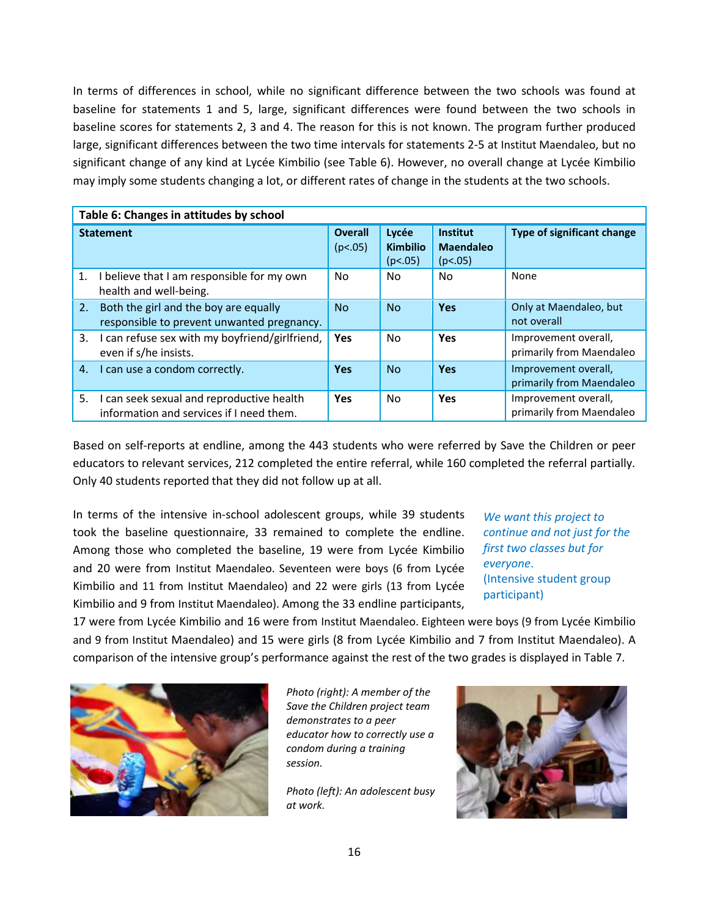In terms of differences in school, while no significant difference between the two schools was found at baseline for statements 1 and 5, large, significant differences were found between the two schools in baseline scores for statements 2, 3 and 4. The reason for this is not known. The program further produced large, significant differences between the two time intervals for statements 2-5 at Institut Maendaleo, but no significant change of any kind at Lycée Kimbilio (see Table 6). However, no overall change at Lycée Kimbilio may imply some students changing a lot, or different rates of change in the students at the two schools.

**Table 6: Changes in attitudes by school**

| Statement | Overall ($p<.05$) | Lycée Kimbilio ($p<.05$) | Institut Maendaleo ($p<.05$) | Type of significant change |
|---|---|---|---|---|
| 1. I believe that I am responsible for my own health and well-being. | No | No | No | None |
| 2. Both the girl and the boy are equally responsible to prevent unwanted pregnancy. | No | No | **Yes** | Only at Maendaleo, but not overall |
| 3. I can refuse sex with my boyfriend/girlfriend, even if s/he insists. | **Yes** | No | **Yes** | Improvement overall, primarily from Maendaleo |
| 4. I can use a condom correctly. | **Yes** | No | **Yes** | Improvement overall, primarily from Maendaleo |
| 5. I can seek sexual and reproductive health information and services if I need them. | **Yes** | No | **Yes** | Improvement overall, primarily from Maendaleo |

Based on self-reports at endline, among the 443 students who were referred by Save the Children or peer educators to relevant services, 212 completed the entire referral, while 160 completed the referral partially. Only 40 students reported that they did not follow up at all.

In terms of the intensive in-school adolescent groups, while 39 students took the baseline questionnaire, 33 remained to complete the endline. Among those who completed the baseline, 19 were from Lycée Kimbilio and 20 were from Institut Maendaleo. Seventeen were boys (6 from Lycée Kimbilio and 11 from Institut Maendaleo) and 22 were girls (13 from Lycée Kimbilio and 9 from Institut Maendaleo). Among the 33 endline participants, 17 were from Lycée Kimbilio and 16 were from Institut Maendaleo. Eighteen were boys (9 from Lycée Kimbilio and 9 from Institut Maendaleo) and 15 were girls (8 from Lycée Kimbilio and 7 from Institut Maendaleo). A comparison of the intensive group's performance against the rest of the two grades is displayed in Table 7.

*We want this project to continue and not just for the first two classes but for everyone.*
(Intensive student group participant)

*Photo (right): A member of the Save the Children project team demonstrates to a peer educator how to correctly use a condom during a training session.*

*Photo (left): An adolescent busy at work.*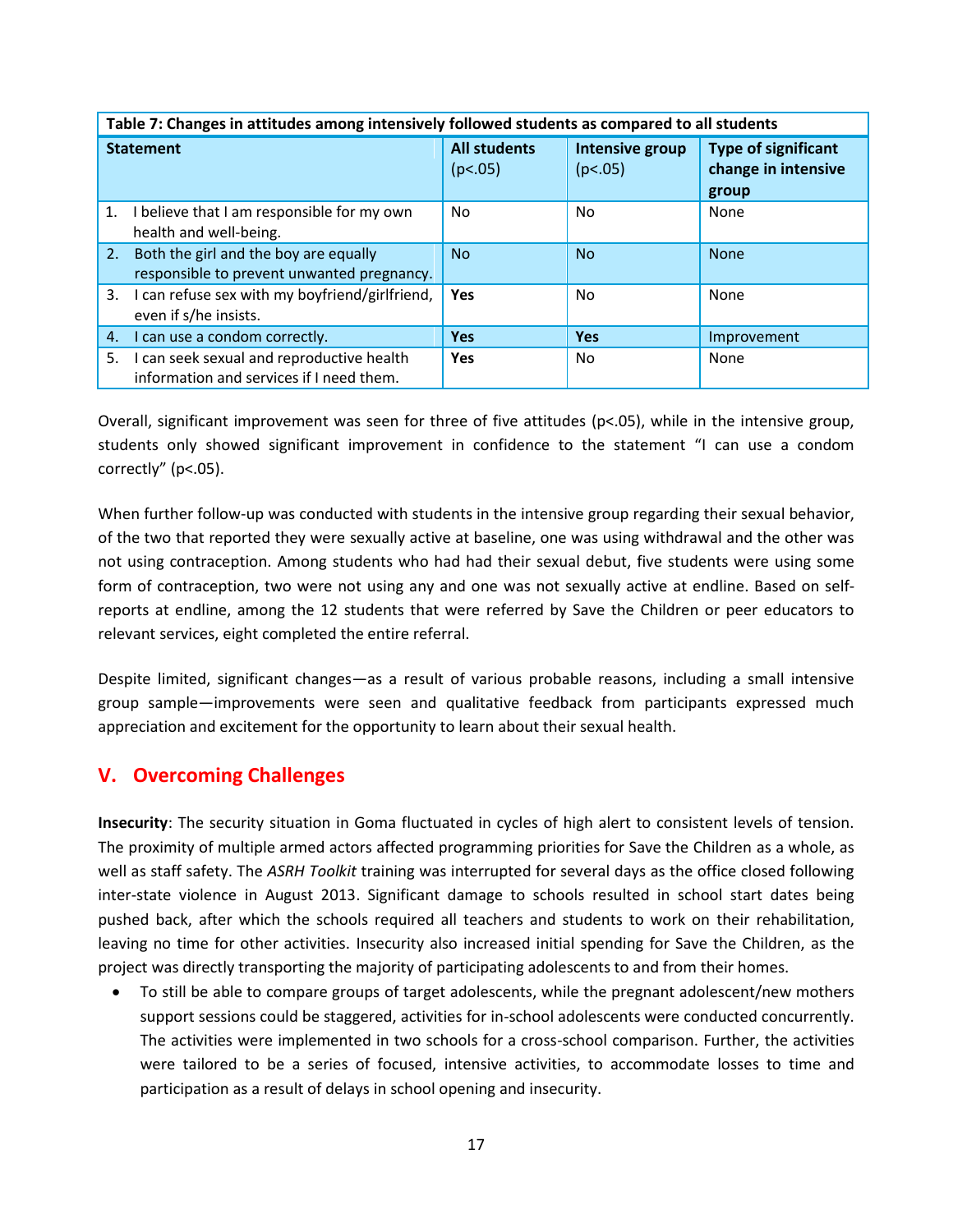| Table 7: Changes in attitudes among intensively followed students as compared to all students | | | |
|---|---|---|---|
| **Statement** | **All students** (p<.05) | **Intensive group** (p<.05) | **Type of significant change in intensive group** |
| 1. I believe that I am responsible for my own health and well-being. | No | No | None |
| 2. Both the girl and the boy are equally responsible to prevent unwanted pregnancy. | No | No | None |
| 3. I can refuse sex with my boyfriend/girlfriend, even if s/he insists. | **Yes** | No | None |
| 4. I can use a condom correctly. | **Yes** | **Yes** | Improvement |
| 5. I can seek sexual and reproductive health information and services if I need them. | **Yes** | No | None |

Overall, significant improvement was seen for three of five attitudes (p<.05), while in the intensive group, students only showed significant improvement in confidence to the statement "I can use a condom correctly" (p<.05).

When further follow-up was conducted with students in the intensive group regarding their sexual behavior, of the two that reported they were sexually active at baseline, one was using withdrawal and the other was not using contraception. Among students who had had their sexual debut, five students were using some form of contraception, two were not using any and one was not sexually active at endline. Based on self-reports at endline, among the 12 students that were referred by Save the Children or peer educators to relevant services, eight completed the entire referral.

Despite limited, significant changes—as a result of various probable reasons, including a small intensive group sample—improvements were seen and qualitative feedback from participants expressed much appreciation and excitement for the opportunity to learn about their sexual health.

## V. Overcoming Challenges

**Insecurity**: The security situation in Goma fluctuated in cycles of high alert to consistent levels of tension. The proximity of multiple armed actors affected programming priorities for Save the Children as a whole, as well as staff safety. The *ASRH Toolkit* training was interrupted for several days as the office closed following inter-state violence in August 2013. Significant damage to schools resulted in school start dates being pushed back, after which the schools required all teachers and students to work on their rehabilitation, leaving no time for other activities. Insecurity also increased initial spending for Save the Children, as the project was directly transporting the majority of participating adolescents to and from their homes.

- To still be able to compare groups of target adolescents, while the pregnant adolescent/new mothers support sessions could be staggered, activities for in-school adolescents were conducted concurrently. The activities were implemented in two schools for a cross-school comparison. Further, the activities were tailored to be a series of focused, intensive activities, to accommodate losses to time and participation as a result of delays in school opening and insecurity.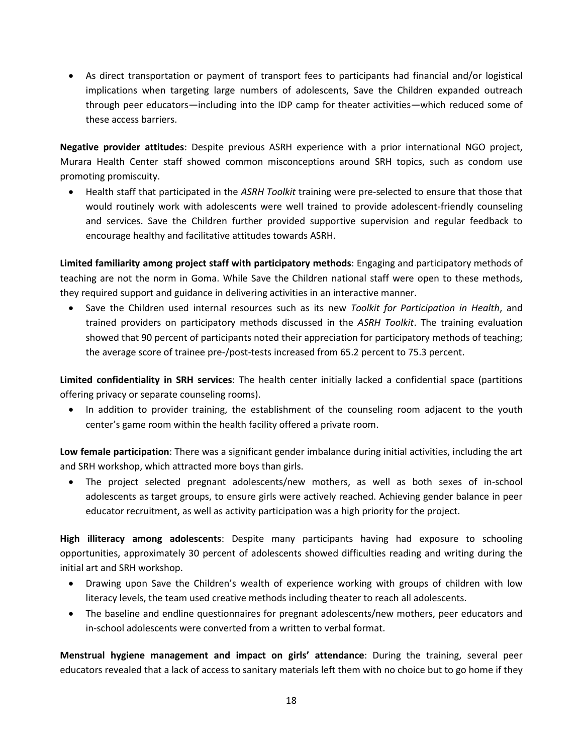- As direct transportation or payment of transport fees to participants had financial and/or logistical implications when targeting large numbers of adolescents, Save the Children expanded outreach through peer educators—including into the IDP camp for theater activities—which reduced some of these access barriers.

**Negative provider attitudes**: Despite previous ASRH experience with a prior international NGO project, Murara Health Center staff showed common misconceptions around SRH topics, such as condom use promoting promiscuity.

- Health staff that participated in the *ASRH Toolkit* training were pre-selected to ensure that those that would routinely work with adolescents were well trained to provide adolescent-friendly counseling and services. Save the Children further provided supportive supervision and regular feedback to encourage healthy and facilitative attitudes towards ASRH.

**Limited familiarity among project staff with participatory methods**: Engaging and participatory methods of teaching are not the norm in Goma. While Save the Children national staff were open to these methods, they required support and guidance in delivering activities in an interactive manner.

- Save the Children used internal resources such as its new *Toolkit for Participation in Health*, and trained providers on participatory methods discussed in the *ASRH Toolkit*. The training evaluation showed that 90 percent of participants noted their appreciation for participatory methods of teaching; the average score of trainee pre-/post-tests increased from 65.2 percent to 75.3 percent.

**Limited confidentiality in SRH services**: The health center initially lacked a confidential space (partitions offering privacy or separate counseling rooms).

- In addition to provider training, the establishment of the counseling room adjacent to the youth center's game room within the health facility offered a private room.

**Low female participation**: There was a significant gender imbalance during initial activities, including the art and SRH workshop, which attracted more boys than girls.

- The project selected pregnant adolescents/new mothers, as well as both sexes of in-school adolescents as target groups, to ensure girls were actively reached. Achieving gender balance in peer educator recruitment, as well as activity participation was a high priority for the project.

**High illiteracy among adolescents**: Despite many participants having had exposure to schooling opportunities, approximately 30 percent of adolescents showed difficulties reading and writing during the initial art and SRH workshop.

- Drawing upon Save the Children's wealth of experience working with groups of children with low literacy levels, the team used creative methods including theater to reach all adolescents.
- The baseline and endline questionnaires for pregnant adolescents/new mothers, peer educators and in-school adolescents were converted from a written to verbal format.

**Menstrual hygiene management and impact on girls' attendance**: During the training, several peer educators revealed that a lack of access to sanitary materials left them with no choice but to go home if they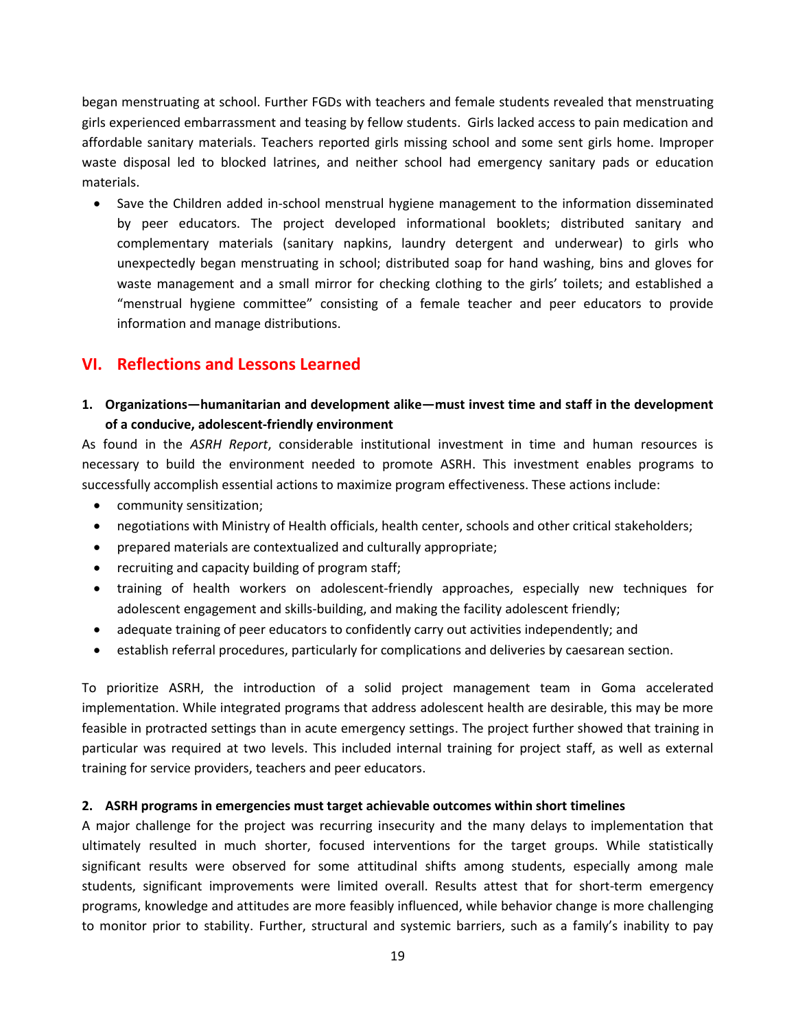began menstruating at school. Further FGDs with teachers and female students revealed that menstruating girls experienced embarrassment and teasing by fellow students. Girls lacked access to pain medication and affordable sanitary materials. Teachers reported girls missing school and some sent girls home. Improper waste disposal led to blocked latrines, and neither school had emergency sanitary pads or education materials.

- Save the Children added in-school menstrual hygiene management to the information disseminated by peer educators. The project developed informational booklets; distributed sanitary and complementary materials (sanitary napkins, laundry detergent and underwear) to girls who unexpectedly began menstruating in school; distributed soap for hand washing, bins and gloves for waste management and a small mirror for checking clothing to the girls' toilets; and established a "menstrual hygiene committee" consisting of a female teacher and peer educators to provide information and manage distributions.

## VI. Reflections and Lessons Learned

**1. Organizations—humanitarian and development alike—must invest time and staff in the development of a conducive, adolescent-friendly environment**

As found in the *ASRH Report*, considerable institutional investment in time and human resources is necessary to build the environment needed to promote ASRH. This investment enables programs to successfully accomplish essential actions to maximize program effectiveness. These actions include:

- community sensitization;
- negotiations with Ministry of Health officials, health center, schools and other critical stakeholders;
- prepared materials are contextualized and culturally appropriate;
- recruiting and capacity building of program staff;
- training of health workers on adolescent-friendly approaches, especially new techniques for adolescent engagement and skills-building, and making the facility adolescent friendly;
- adequate training of peer educators to confidently carry out activities independently; and
- establish referral procedures, particularly for complications and deliveries by caesarean section.

To prioritize ASRH, the introduction of a solid project management team in Goma accelerated implementation. While integrated programs that address adolescent health are desirable, this may be more feasible in protracted settings than in acute emergency settings. The project further showed that training in particular was required at two levels. This included internal training for project staff, as well as external training for service providers, teachers and peer educators.

**2. ASRH programs in emergencies must target achievable outcomes within short timelines**

A major challenge for the project was recurring insecurity and the many delays to implementation that ultimately resulted in much shorter, focused interventions for the target groups. While statistically significant results were observed for some attitudinal shifts among students, especially among male students, significant improvements were limited overall. Results attest that for short-term emergency programs, knowledge and attitudes are more feasibly influenced, while behavior change is more challenging to monitor prior to stability. Further, structural and systemic barriers, such as a family's inability to pay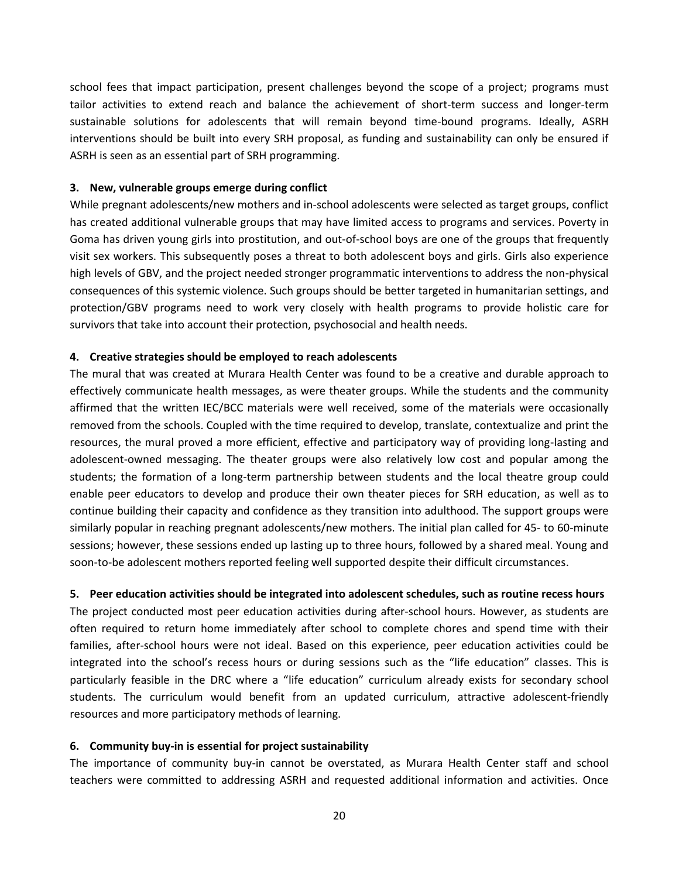school fees that impact participation, present challenges beyond the scope of a project; programs must tailor activities to extend reach and balance the achievement of short-term success and longer-term sustainable solutions for adolescents that will remain beyond time-bound programs. Ideally, ASRH interventions should be built into every SRH proposal, as funding and sustainability can only be ensured if ASRH is seen as an essential part of SRH programming.

**3. New, vulnerable groups emerge during conflict**

While pregnant adolescents/new mothers and in-school adolescents were selected as target groups, conflict has created additional vulnerable groups that may have limited access to programs and services. Poverty in Goma has driven young girls into prostitution, and out-of-school boys are one of the groups that frequently visit sex workers. This subsequently poses a threat to both adolescent boys and girls. Girls also experience high levels of GBV, and the project needed stronger programmatic interventions to address the non-physical consequences of this systemic violence. Such groups should be better targeted in humanitarian settings, and protection/GBV programs need to work very closely with health programs to provide holistic care for survivors that take into account their protection, psychosocial and health needs.

**4. Creative strategies should be employed to reach adolescents**

The mural that was created at Murara Health Center was found to be a creative and durable approach to effectively communicate health messages, as were theater groups. While the students and the community affirmed that the written IEC/BCC materials were well received, some of the materials were occasionally removed from the schools. Coupled with the time required to develop, translate, contextualize and print the resources, the mural proved a more efficient, effective and participatory way of providing long-lasting and adolescent-owned messaging. The theater groups were also relatively low cost and popular among the students; the formation of a long-term partnership between students and the local theatre group could enable peer educators to develop and produce their own theater pieces for SRH education, as well as to continue building their capacity and confidence as they transition into adulthood. The support groups were similarly popular in reaching pregnant adolescents/new mothers. The initial plan called for 45- to 60-minute sessions; however, these sessions ended up lasting up to three hours, followed by a shared meal. Young and soon-to-be adolescent mothers reported feeling well supported despite their difficult circumstances.

**5. Peer education activities should be integrated into adolescent schedules, such as routine recess hours**

The project conducted most peer education activities during after-school hours. However, as students are often required to return home immediately after school to complete chores and spend time with their families, after-school hours were not ideal. Based on this experience, peer education activities could be integrated into the school's recess hours or during sessions such as the "life education" classes. This is particularly feasible in the DRC where a "life education" curriculum already exists for secondary school students. The curriculum would benefit from an updated curriculum, attractive adolescent-friendly resources and more participatory methods of learning.

**6. Community buy-in is essential for project sustainability**

The importance of community buy-in cannot be overstated, as Murara Health Center staff and school teachers were committed to addressing ASRH and requested additional information and activities. Once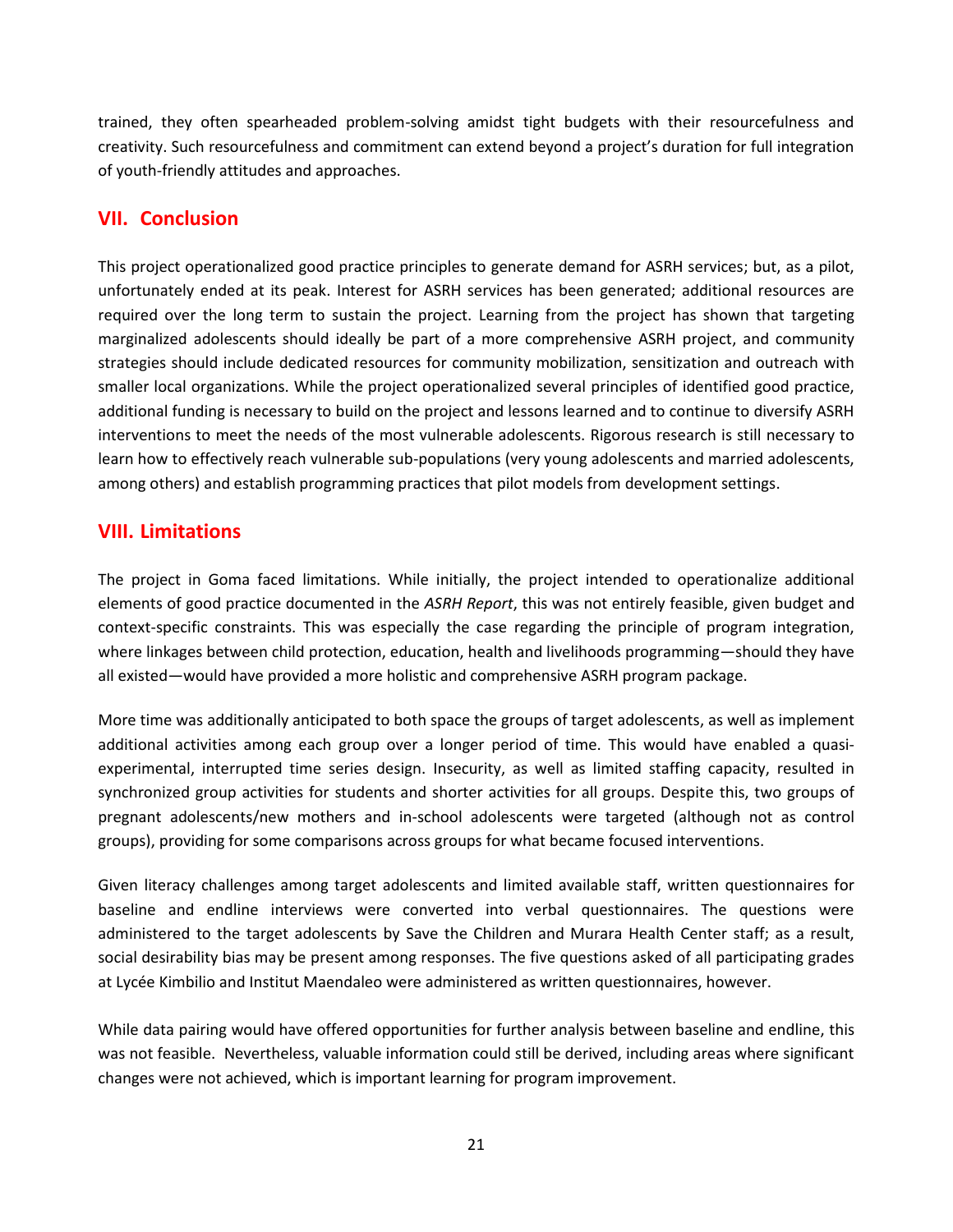trained, they often spearheaded problem-solving amidst tight budgets with their resourcefulness and creativity. Such resourcefulness and commitment can extend beyond a project's duration for full integration of youth-friendly attitudes and approaches.

## VII. Conclusion

This project operationalized good practice principles to generate demand for ASRH services; but, as a pilot, unfortunately ended at its peak. Interest for ASRH services has been generated; additional resources are required over the long term to sustain the project. Learning from the project has shown that targeting marginalized adolescents should ideally be part of a more comprehensive ASRH project, and community strategies should include dedicated resources for community mobilization, sensitization and outreach with smaller local organizations. While the project operationalized several principles of identified good practice, additional funding is necessary to build on the project and lessons learned and to continue to diversify ASRH interventions to meet the needs of the most vulnerable adolescents. Rigorous research is still necessary to learn how to effectively reach vulnerable sub-populations (very young adolescents and married adolescents, among others) and establish programming practices that pilot models from development settings.

## VIII. Limitations

The project in Goma faced limitations. While initially, the project intended to operationalize additional elements of good practice documented in the *ASRH Report*, this was not entirely feasible, given budget and context-specific constraints. This was especially the case regarding the principle of program integration, where linkages between child protection, education, health and livelihoods programming—should they have all existed—would have provided a more holistic and comprehensive ASRH program package.

More time was additionally anticipated to both space the groups of target adolescents, as well as implement additional activities among each group over a longer period of time. This would have enabled a quasi-experimental, interrupted time series design. Insecurity, as well as limited staffing capacity, resulted in synchronized group activities for students and shorter activities for all groups. Despite this, two groups of pregnant adolescents/new mothers and in-school adolescents were targeted (although not as control groups), providing for some comparisons across groups for what became focused interventions.

Given literacy challenges among target adolescents and limited available staff, written questionnaires for baseline and endline interviews were converted into verbal questionnaires. The questions were administered to the target adolescents by Save the Children and Murara Health Center staff; as a result, social desirability bias may be present among responses. The five questions asked of all participating grades at Lycée Kimbilio and Institut Maendaleo were administered as written questionnaires, however.

While data pairing would have offered opportunities for further analysis between baseline and endline, this was not feasible. Nevertheless, valuable information could still be derived, including areas where significant changes were not achieved, which is important learning for program improvement.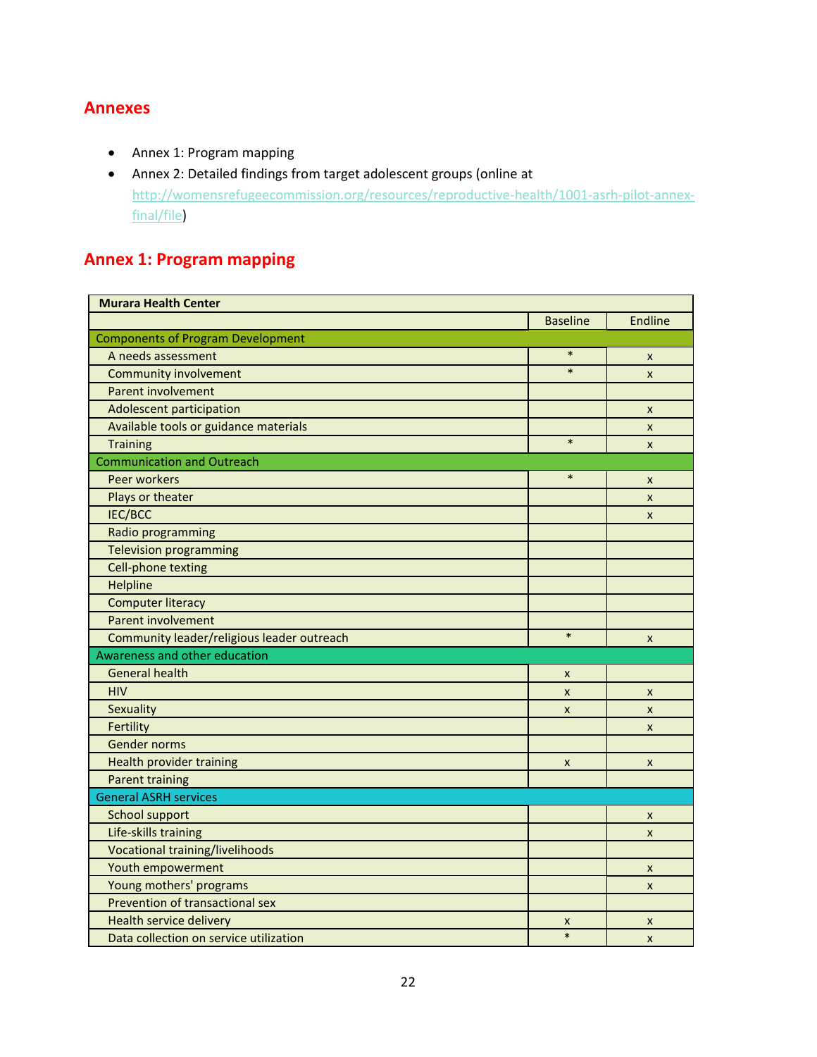# Annexes

- Annex 1: Program mapping
- Annex 2: Detailed findings from target adolescent groups (online at http://womensrefugeecommission.org/resources/reproductive-health/1001-asrh-pilot-annex-final/file)

## Annex 1: Program mapping

| Murara Health Center | | |
|---|---|---|
| | Baseline | Endline |
| **Components of Program Development** | | |
| A needs assessment | * | x |
| Community involvement | * | x |
| Parent involvement | | |
| Adolescent participation | | x |
| Available tools or guidance materials | | x |
| Training | * | x |
| **Communication and Outreach** | | |
| Peer workers | * | x |
| Plays or theater | | x |
| IEC/BCC | | x |
| Radio programming | | |
| Television programming | | |
| Cell-phone texting | | |
| Helpline | | |
| Computer literacy | | |
| Parent involvement | | |
| Community leader/religious leader outreach | * | x |
| **Awareness and other education** | | |
| General health | x | |
| HIV | x | x |
| Sexuality | x | x |
| Fertility | | x |
| Gender norms | | |
| Health provider training | x | x |
| Parent training | | |
| **General ASRH services** | | |
| School support | | x |
| Life-skills training | | x |
| Vocational training/livelihoods | | |
| Youth empowerment | | x |
| Young mothers' programs | | x |
| Prevention of transactional sex | | |
| Health service delivery | x | x |
| Data collection on service utilization | * | x |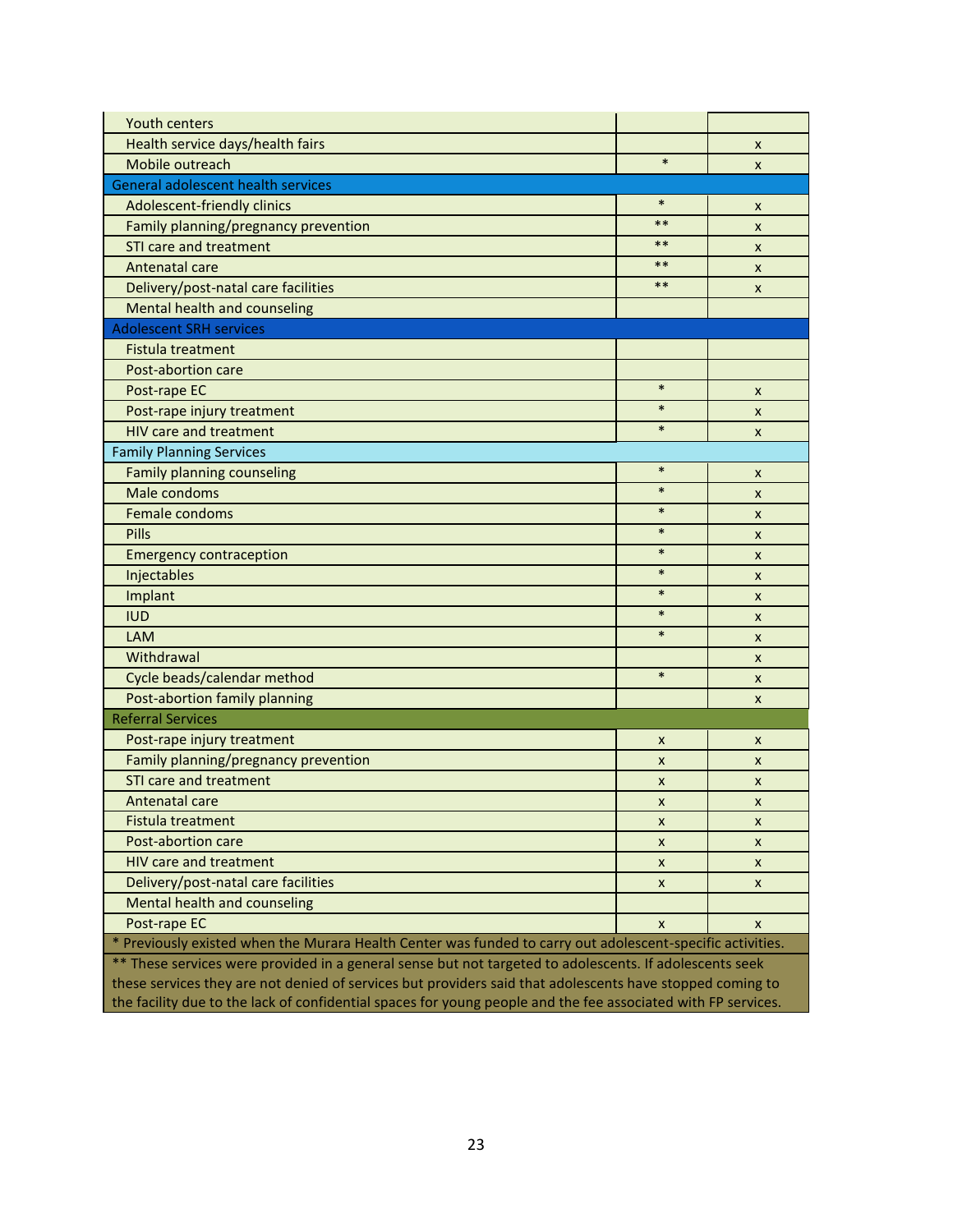| | | |
|---|---|---|
| Youth centers | | |
| Health service days/health fairs | | x |
| Mobile outreach | * | x |
| **General adolescent health services** | | |
| Adolescent-friendly clinics | * | x |
| Family planning/pregnancy prevention | ** | x |
| STI care and treatment | ** | x |
| Antenatal care | ** | x |
| Delivery/post-natal care facilities | ** | x |
| Mental health and counseling | | |
| **Adolescent SRH services** | | |
| Fistula treatment | | |
| Post-abortion care | | |
| Post-rape EC | * | x |
| Post-rape injury treatment | * | x |
| HIV care and treatment | * | x |
| **Family Planning Services** | | |
| Family planning counseling | * | x |
| Male condoms | * | x |
| Female condoms | * | x |
| Pills | * | x |
| Emergency contraception | * | x |
| Injectables | * | x |
| Implant | * | x |
| IUD | * | x |
| LAM | * | x |
| Withdrawal | | x |
| Cycle beads/calendar method | * | x |
| Post-abortion family planning | | x |
| **Referral Services** | | |
| Post-rape injury treatment | x | x |
| Family planning/pregnancy prevention | x | x |
| STI care and treatment | x | x |
| Antenatal care | x | x |
| Fistula treatment | x | x |
| Post-abortion care | x | x |
| HIV care and treatment | x | x |
| Delivery/post-natal care facilities | x | x |
| Mental health and counseling | | |
| Post-rape EC | x | x |

* Previously existed when the Murara Health Center was funded to carry out adolescent-specific activities.

** These services were provided in a general sense but not targeted to adolescents. If adolescents seek these services they are not denied of services but providers said that adolescents have stopped coming to the facility due to the lack of confidential spaces for young people and the fee associated with FP services.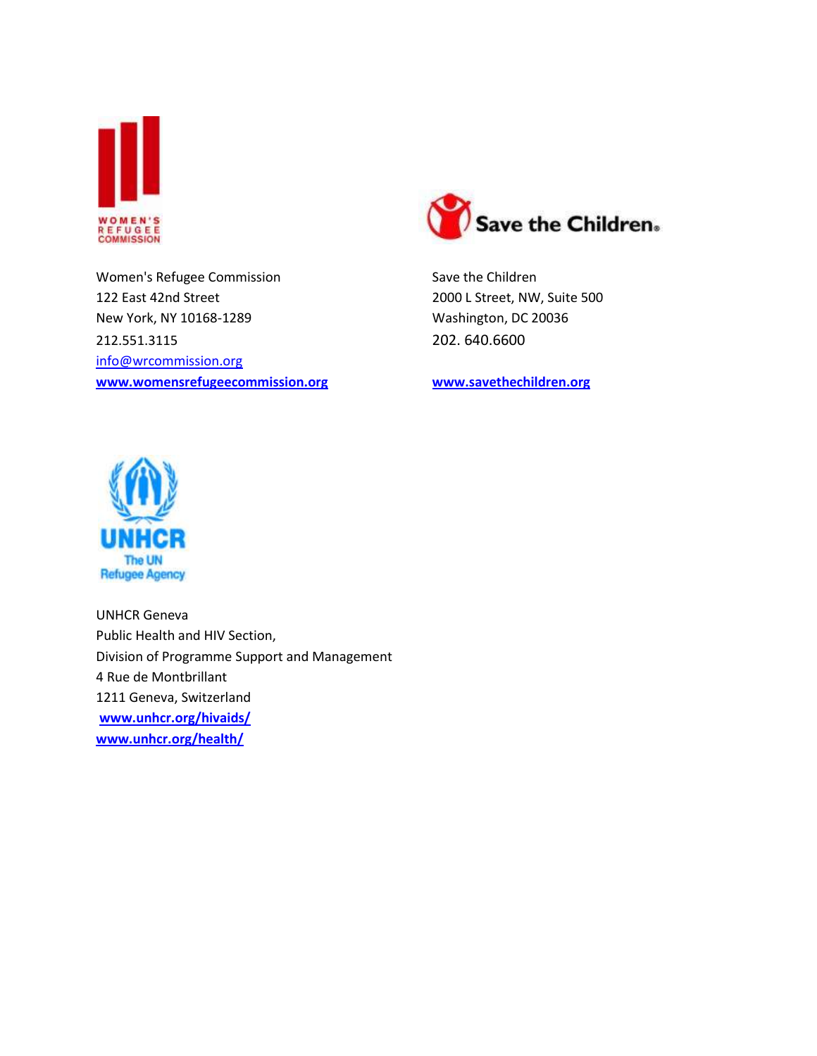Women's Refugee Commission
122 East 42nd Street
New York, NY 10168-1289
212.551.3115
info@wrcommission.org
**www.womensrefugeecommission.org**

Save the Children
2000 L Street, NW, Suite 500
Washington, DC 20036
202. 640.6600

**www.savethechildren.org**

UNHCR Geneva
Public Health and HIV Section,
Division of Programme Support and Management
4 Rue de Montbrillant
1211 Geneva, Switzerland
**www.unhcr.org/hivaids/**
**www.unhcr.org/health/**